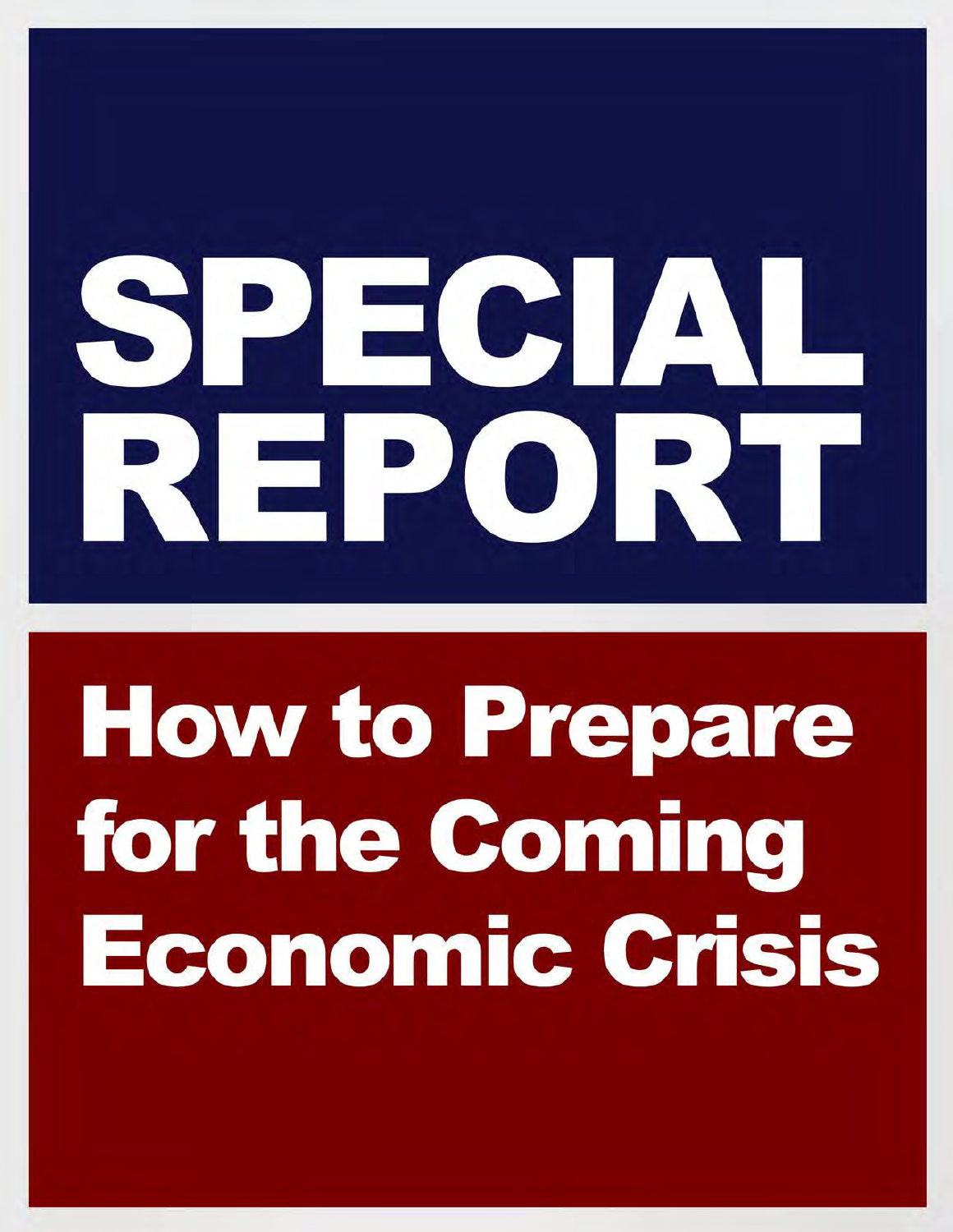# SPECIAL REPORT

## How to Prepare for the Coming Economic Crisis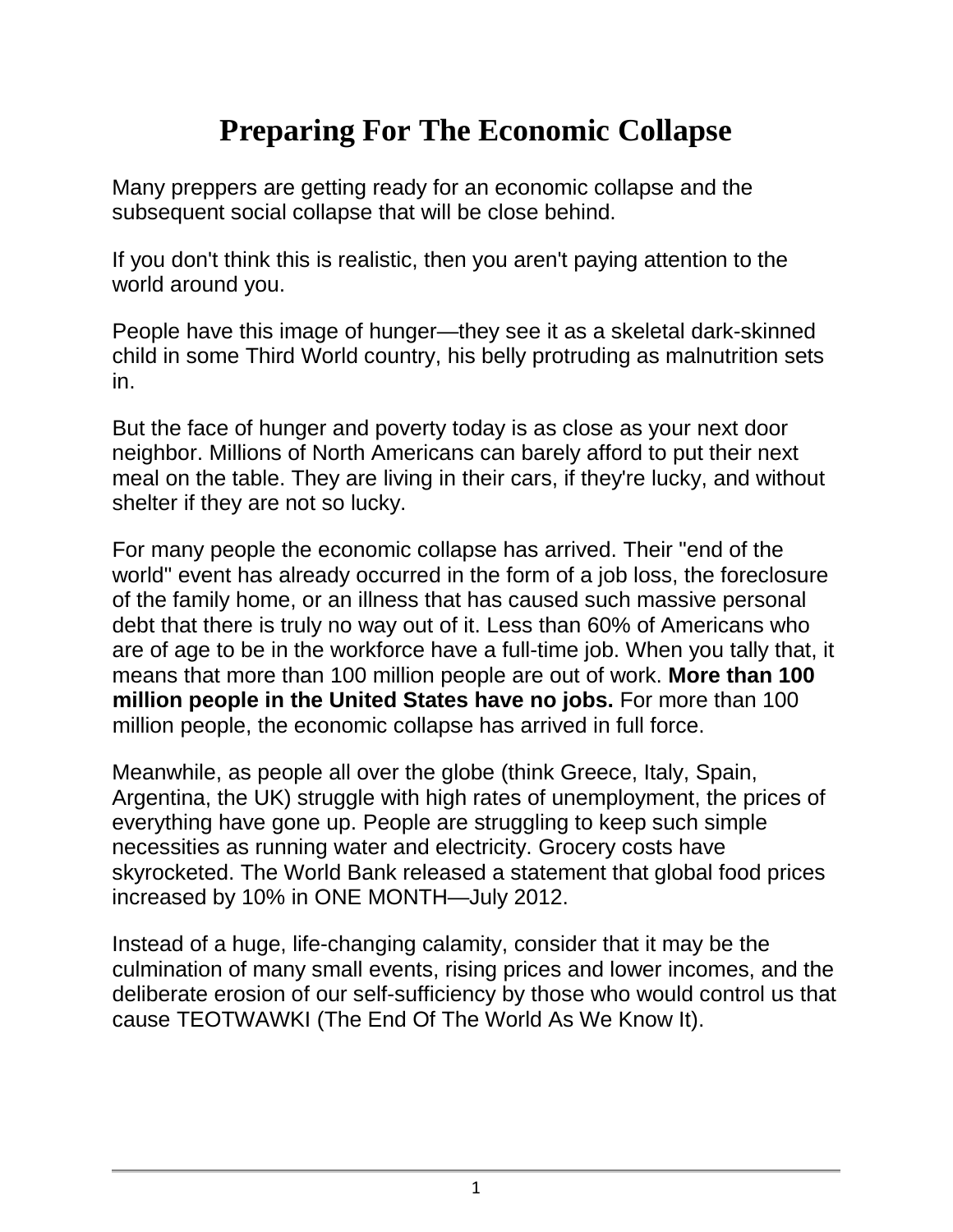# Preparing For The Economic Collapse

Many preppers are getting ready for an economic collapse and the subsequent social collapse that will be close behind.

If you don't think this is realistic, then you aren't paying attention to the world around you.

People have this image of hunger—they see it as a skeletal dark-skinned child in some Third World country, his belly protruding as malnutrition sets in.

But the face of hunger and poverty today is as close as your next door neighbor. Millions of North Americans can barely afford to put their next meal on the table. They are living in their cars, if they're lucky, and without shelter if they are not so lucky.

For many people the economic collapse has arrived. Their "end of the world" event has already occurred in the form of a job loss, the foreclosure of the family home, or an illness that has caused such massive personal debt that there is truly no way out of it. Less than 60% of Americans who are of age to be in the workforce have a full-time job. When you tally that, it means that more than 100 million people are out of work. **More than 100 million people in the United States have no jobs.** For more than 100 million people, the economic collapse has arrived in full force.

Meanwhile, as people all over the globe (think Greece, Italy, Spain, Argentina, the UK) struggle with high rates of unemployment, the prices of everything have gone up. People are struggling to keep such simple necessities as running water and electricity. Grocery costs have skyrocketed. The World Bank released a statement that global food prices increased by 10% in ONE MONTH—July 2012.

Instead of a huge, life-changing calamity, consider that it may be the culmination of many small events, rising prices and lower incomes, and the deliberate erosion of our self-sufficiency by those who would control us that cause TEOTWAWKI (The End Of The World As We Know It).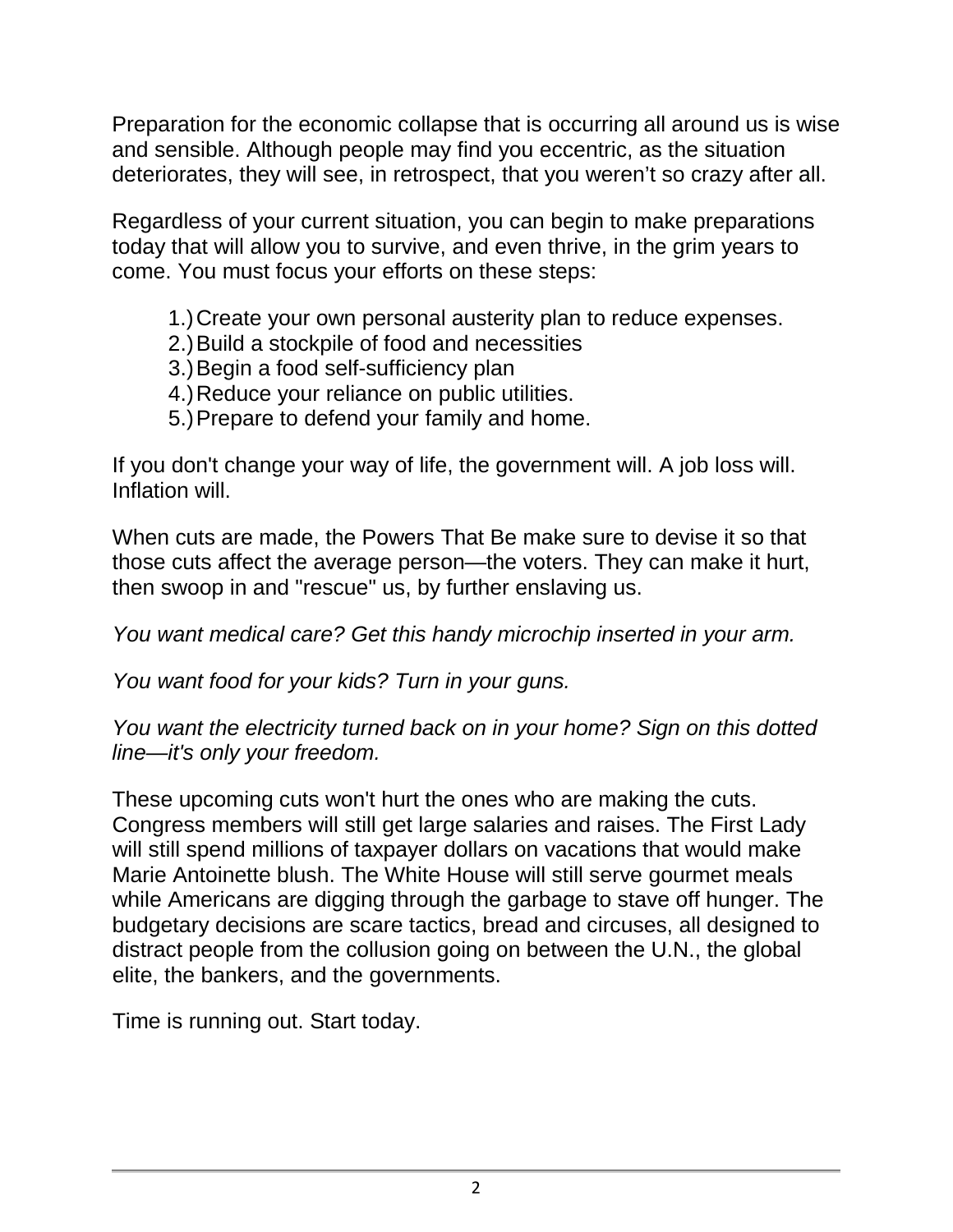Preparation for the economic collapse that is occurring all around us is wise and sensible. Although people may find you eccentric, as the situation deteriorates, they will see, in retrospect, that you weren't so crazy after all.

Regardless of your current situation, you can begin to make preparations today that will allow you to survive, and even thrive, in the grim years to come. You must focus your efforts on these steps:

1.) Create your own personal austerity plan to reduce expenses.
2.) Build a stockpile of food and necessities
3.) Begin a food self-sufficiency plan
4.) Reduce your reliance on public utilities.
5.) Prepare to defend your family and home.

If you don't change your way of life, the government will. A job loss will. Inflation will.

When cuts are made, the Powers That Be make sure to devise it so that those cuts affect the average person—the voters. They can make it hurt, then swoop in and "rescue" us, by further enslaving us.

*You want medical care? Get this handy microchip inserted in your arm.*

*You want food for your kids? Turn in your guns.*

*You want the electricity turned back on in your home? Sign on this dotted line—it's only your freedom.*

These upcoming cuts won't hurt the ones who are making the cuts. Congress members will still get large salaries and raises. The First Lady will still spend millions of taxpayer dollars on vacations that would make Marie Antoinette blush. The White House will still serve gourmet meals while Americans are digging through the garbage to stave off hunger. The budgetary decisions are scare tactics, bread and circuses, all designed to distract people from the collusion going on between the U.N., the global elite, the bankers, and the governments.

Time is running out. Start today.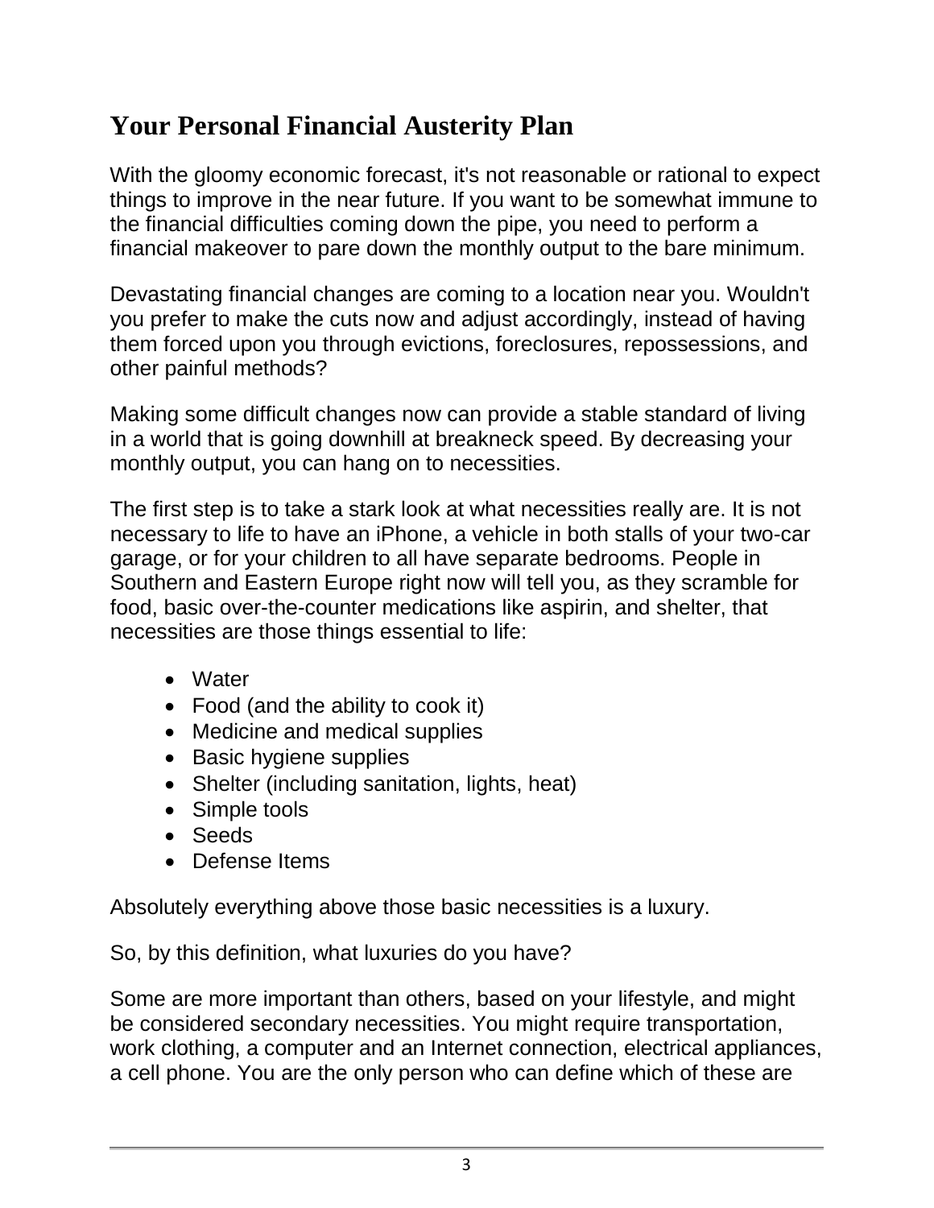## Your Personal Financial Austerity Plan

With the gloomy economic forecast, it's not reasonable or rational to expect things to improve in the near future. If you want to be somewhat immune to the financial difficulties coming down the pipe, you need to perform a financial makeover to pare down the monthly output to the bare minimum.

Devastating financial changes are coming to a location near you. Wouldn't you prefer to make the cuts now and adjust accordingly, instead of having them forced upon you through evictions, foreclosures, repossessions, and other painful methods?

Making some difficult changes now can provide a stable standard of living in a world that is going downhill at breakneck speed. By decreasing your monthly output, you can hang on to necessities.

The first step is to take a stark look at what necessities really are. It is not necessary to life to have an iPhone, a vehicle in both stalls of your two-car garage, or for your children to all have separate bedrooms. People in Southern and Eastern Europe right now will tell you, as they scramble for food, basic over-the-counter medications like aspirin, and shelter, that necessities are those things essential to life:

- Water
- Food (and the ability to cook it)
- Medicine and medical supplies
- Basic hygiene supplies
- Shelter (including sanitation, lights, heat)
- Simple tools
- Seeds
- Defense Items

Absolutely everything above those basic necessities is a luxury.

So, by this definition, what luxuries do you have?

Some are more important than others, based on your lifestyle, and might be considered secondary necessities. You might require transportation, work clothing, a computer and an Internet connection, electrical appliances, a cell phone. You are the only person who can define which of these are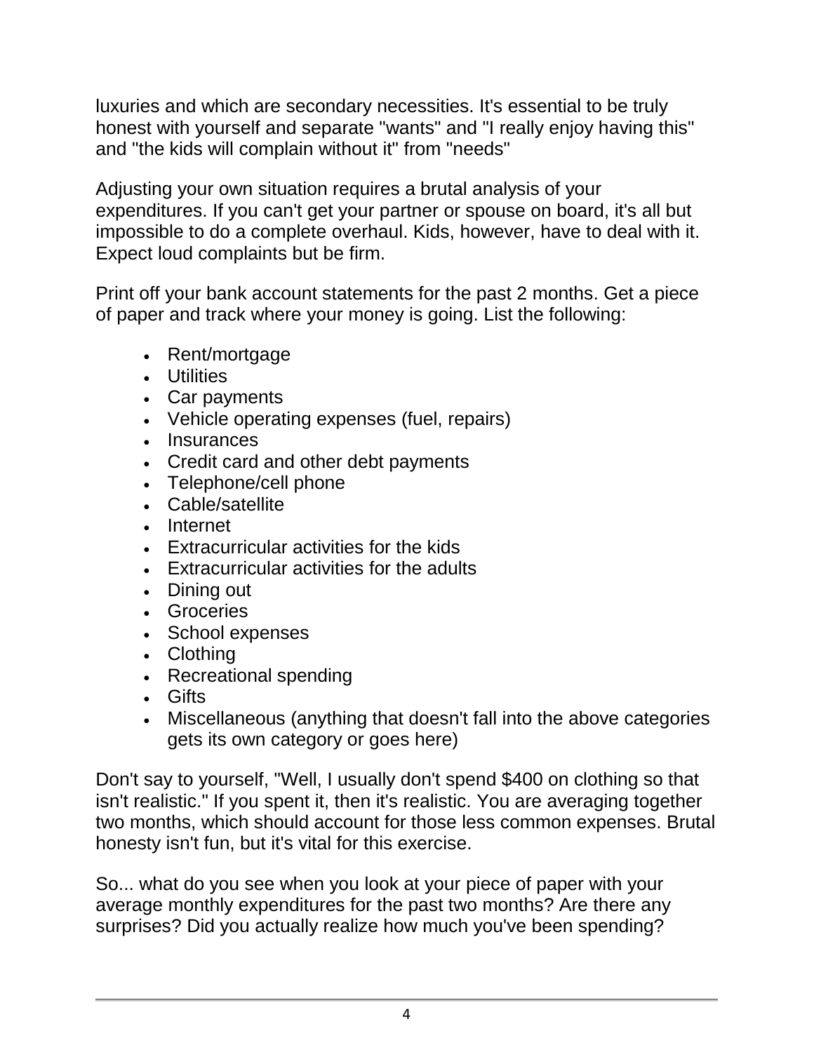luxuries and which are secondary necessities. It's essential to be truly honest with yourself and separate "wants" and "I really enjoy having this" and "the kids will complain without it" from "needs"

Adjusting your own situation requires a brutal analysis of your expenditures. If you can't get your partner or spouse on board, it's all but impossible to do a complete overhaul. Kids, however, have to deal with it. Expect loud complaints but be firm.

Print off your bank account statements for the past 2 months. Get a piece of paper and track where your money is going. List the following:

- Rent/mortgage
- Utilities
- Car payments
- Vehicle operating expenses (fuel, repairs)
- Insurances
- Credit card and other debt payments
- Telephone/cell phone
- Cable/satellite
- Internet
- Extracurricular activities for the kids
- Extracurricular activities for the adults
- Dining out
- Groceries
- School expenses
- Clothing
- Recreational spending
- Gifts
- Miscellaneous (anything that doesn't fall into the above categories gets its own category or goes here)

Don't say to yourself, "Well, I usually don't spend $400 on clothing so that isn't realistic." If you spent it, then it's realistic. You are averaging together two months, which should account for those less common expenses. Brutal honesty isn't fun, but it's vital for this exercise.

So... what do you see when you look at your piece of paper with your average monthly expenditures for the past two months? Are there any surprises? Did you actually realize how much you've been spending?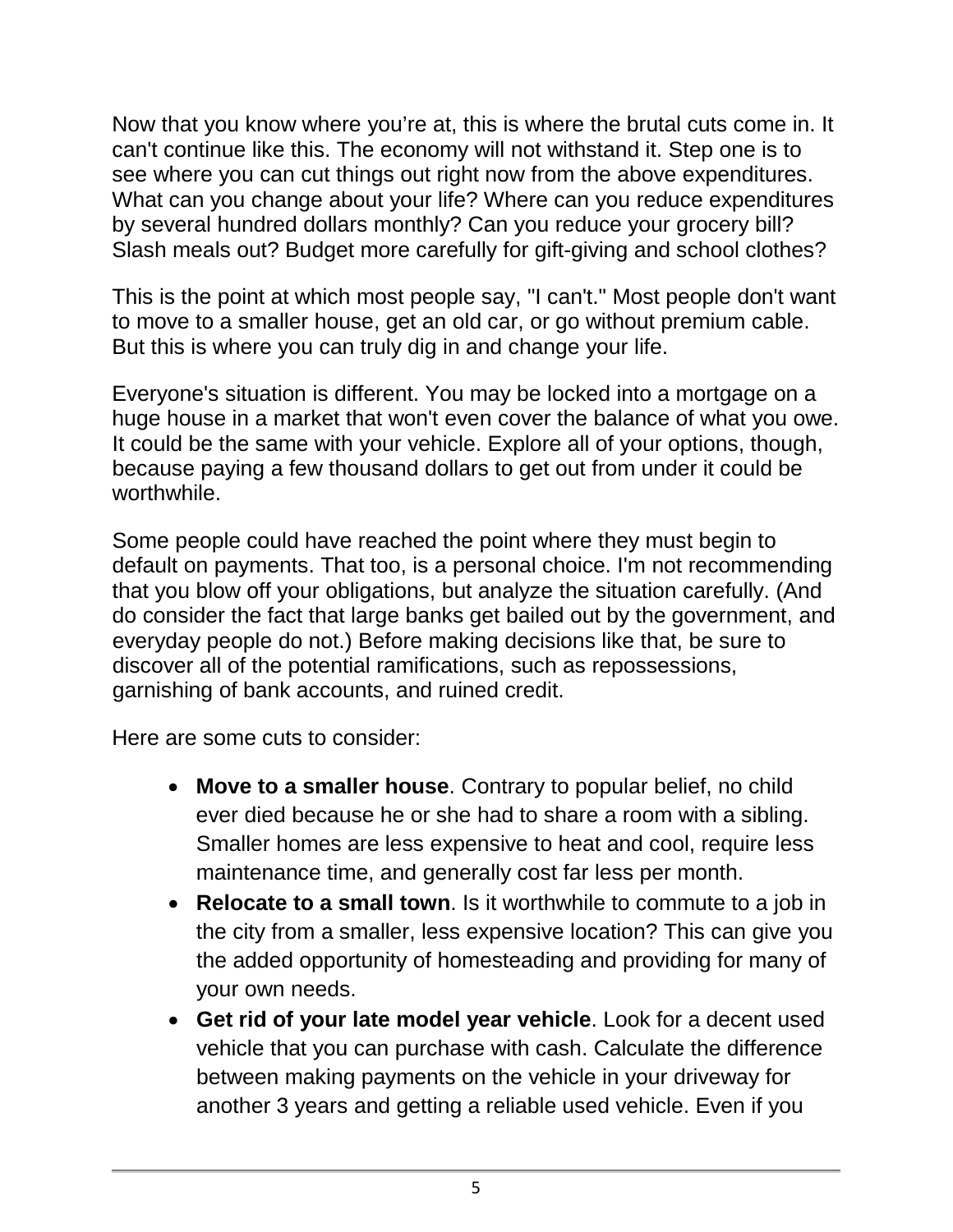Now that you know where you're at, this is where the brutal cuts come in. It can't continue like this. The economy will not withstand it. Step one is to see where you can cut things out right now from the above expenditures. What can you change about your life? Where can you reduce expenditures by several hundred dollars monthly? Can you reduce your grocery bill? Slash meals out? Budget more carefully for gift-giving and school clothes?

This is the point at which most people say, "I can't." Most people don't want to move to a smaller house, get an old car, or go without premium cable. But this is where you can truly dig in and change your life.

Everyone's situation is different. You may be locked into a mortgage on a huge house in a market that won't even cover the balance of what you owe. It could be the same with your vehicle. Explore all of your options, though, because paying a few thousand dollars to get out from under it could be worthwhile.

Some people could have reached the point where they must begin to default on payments. That too, is a personal choice. I'm not recommending that you blow off your obligations, but analyze the situation carefully. (And do consider the fact that large banks get bailed out by the government, and everyday people do not.) Before making decisions like that, be sure to discover all of the potential ramifications, such as repossessions, garnishing of bank accounts, and ruined credit.

Here are some cuts to consider:

- **Move to a smaller house**. Contrary to popular belief, no child ever died because he or she had to share a room with a sibling. Smaller homes are less expensive to heat and cool, require less maintenance time, and generally cost far less per month.
- **Relocate to a small town**. Is it worthwhile to commute to a job in the city from a smaller, less expensive location? This can give you the added opportunity of homesteading and providing for many of your own needs.
- **Get rid of your late model year vehicle**. Look for a decent used vehicle that you can purchase with cash. Calculate the difference between making payments on the vehicle in your driveway for another 3 years and getting a reliable used vehicle. Even if you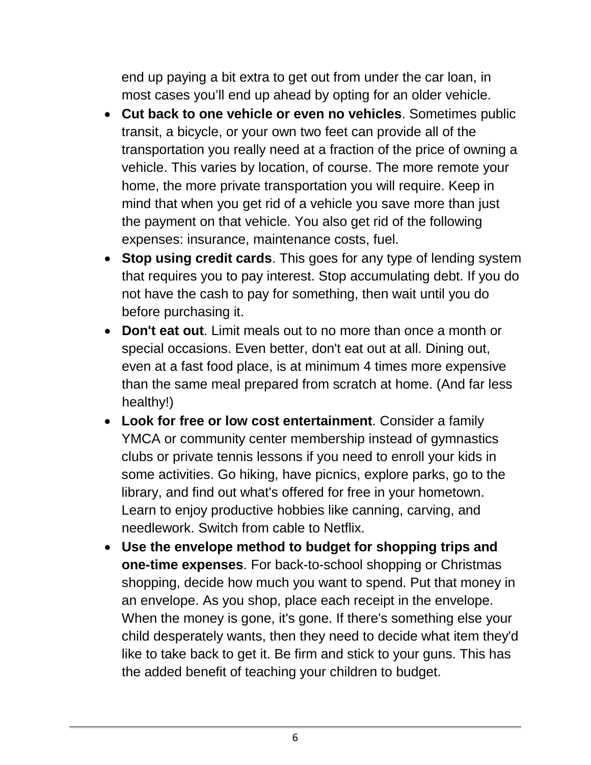end up paying a bit extra to get out from under the car loan, in most cases you'll end up ahead by opting for an older vehicle.

- **Cut back to one vehicle or even no vehicles**. Sometimes public transit, a bicycle, or your own two feet can provide all of the transportation you really need at a fraction of the price of owning a vehicle. This varies by location, of course. The more remote your home, the more private transportation you will require. Keep in mind that when you get rid of a vehicle you save more than just the payment on that vehicle. You also get rid of the following expenses: insurance, maintenance costs, fuel.
- **Stop using credit cards**. This goes for any type of lending system that requires you to pay interest. Stop accumulating debt. If you do not have the cash to pay for something, then wait until you do before purchasing it.
- **Don't eat out**. Limit meals out to no more than once a month or special occasions. Even better, don't eat out at all. Dining out, even at a fast food place, is at minimum 4 times more expensive than the same meal prepared from scratch at home. (And far less healthy!)
- **Look for free or low cost entertainment**. Consider a family YMCA or community center membership instead of gymnastics clubs or private tennis lessons if you need to enroll your kids in some activities. Go hiking, have picnics, explore parks, go to the library, and find out what's offered for free in your hometown. Learn to enjoy productive hobbies like canning, carving, and needlework. Switch from cable to Netflix.
- **Use the envelope method to budget for shopping trips and one-time expenses**. For back-to-school shopping or Christmas shopping, decide how much you want to spend. Put that money in an envelope. As you shop, place each receipt in the envelope. When the money is gone, it's gone. If there's something else your child desperately wants, then they need to decide what item they'd like to take back to get it. Be firm and stick to your guns. This has the added benefit of teaching your children to budget.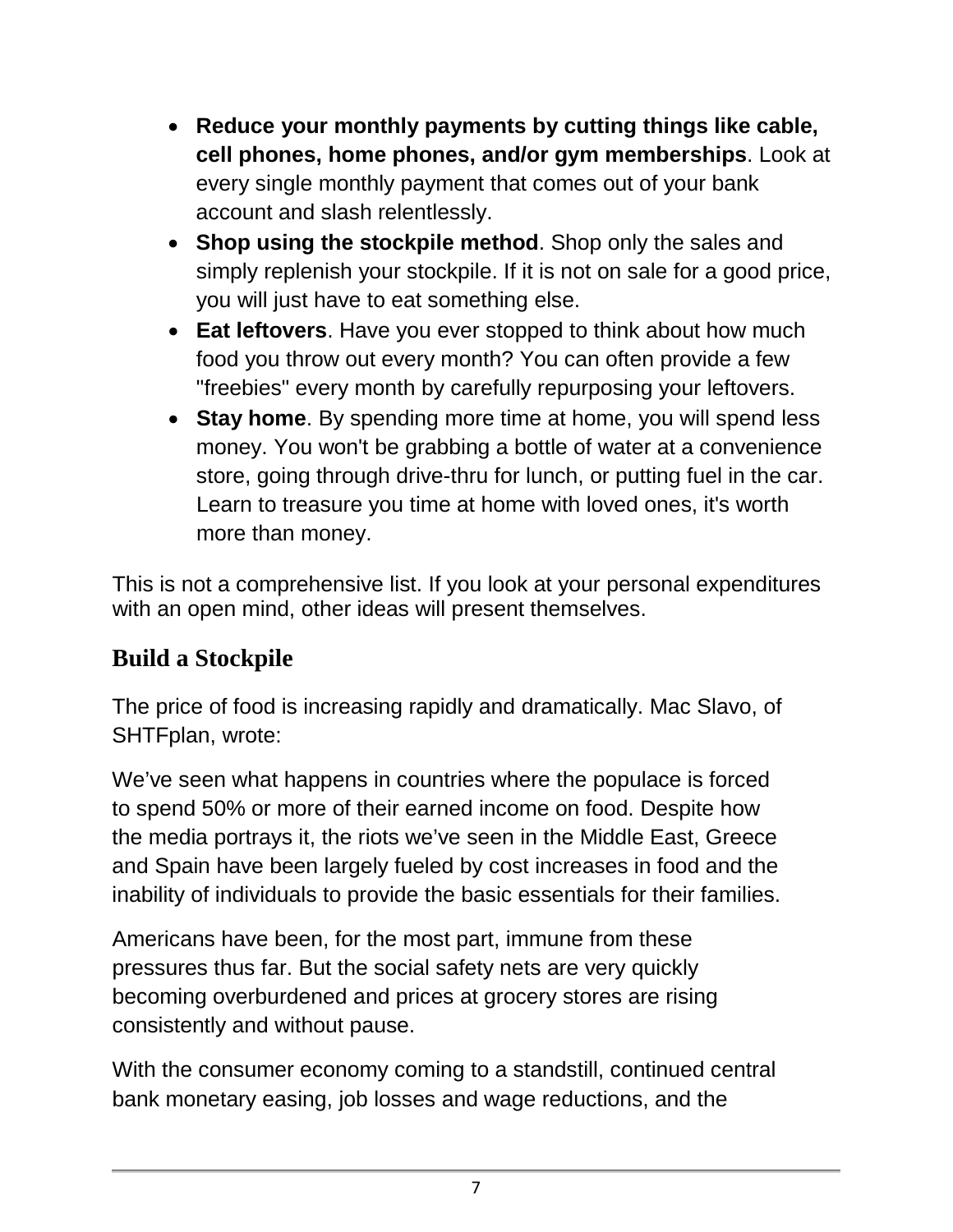- **Reduce your monthly payments by cutting things like cable, cell phones, home phones, and/or gym memberships**. Look at every single monthly payment that comes out of your bank account and slash relentlessly.
- **Shop using the stockpile method**. Shop only the sales and simply replenish your stockpile. If it is not on sale for a good price, you will just have to eat something else.
- **Eat leftovers**. Have you ever stopped to think about how much food you throw out every month? You can often provide a few "freebies" every month by carefully repurposing your leftovers.
- **Stay home**. By spending more time at home, you will spend less money. You won't be grabbing a bottle of water at a convenience store, going through drive-thru for lunch, or putting fuel in the car. Learn to treasure you time at home with loved ones, it's worth more than money.

This is not a comprehensive list. If you look at your personal expenditures with an open mind, other ideas will present themselves.

## Build a Stockpile

The price of food is increasing rapidly and dramatically. Mac Slavo, of SHTFplan, wrote:

We've seen what happens in countries where the populace is forced to spend 50% or more of their earned income on food. Despite how the media portrays it, the riots we've seen in the Middle East, Greece and Spain have been largely fueled by cost increases in food and the inability of individuals to provide the basic essentials for their families.

Americans have been, for the most part, immune from these pressures thus far. But the social safety nets are very quickly becoming overburdened and prices at grocery stores are rising consistently and without pause.

With the consumer economy coming to a standstill, continued central bank monetary easing, job losses and wage reductions, and the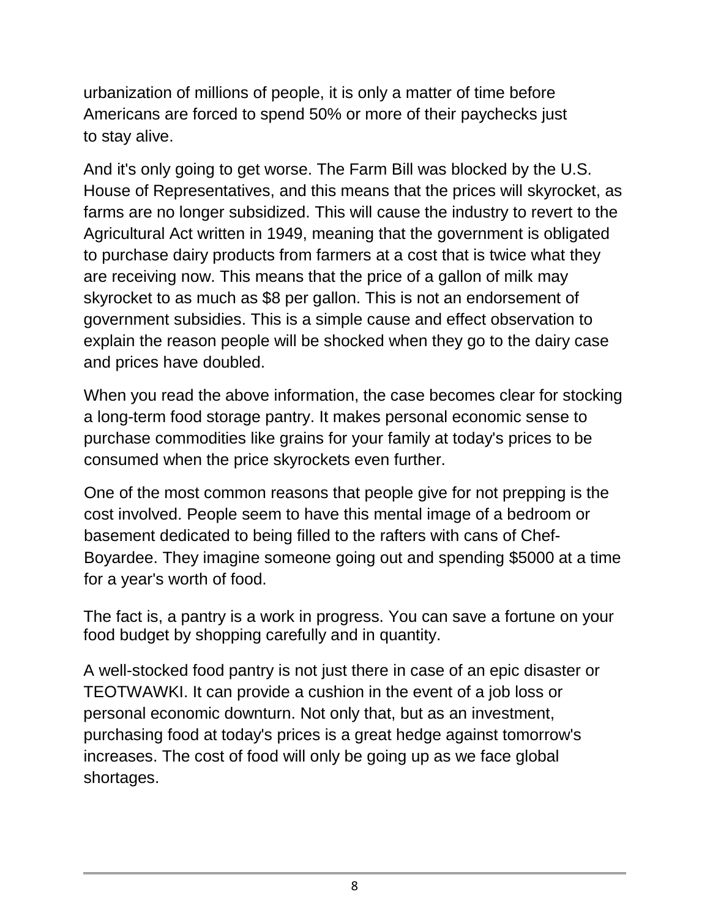urbanization of millions of people, it is only a matter of time before Americans are forced to spend 50% or more of their paychecks just to stay alive.

And it's only going to get worse. The Farm Bill was blocked by the U.S. House of Representatives, and this means that the prices will skyrocket, as farms are no longer subsidized. This will cause the industry to revert to the Agricultural Act written in 1949, meaning that the government is obligated to purchase dairy products from farmers at a cost that is twice what they are receiving now. This means that the price of a gallon of milk may skyrocket to as much as $8 per gallon. This is not an endorsement of government subsidies. This is a simple cause and effect observation to explain the reason people will be shocked when they go to the dairy case and prices have doubled.

When you read the above information, the case becomes clear for stocking a long-term food storage pantry. It makes personal economic sense to purchase commodities like grains for your family at today's prices to be consumed when the price skyrockets even further.

One of the most common reasons that people give for not prepping is the cost involved. People seem to have this mental image of a bedroom or basement dedicated to being filled to the rafters with cans of Chef-Boyardee. They imagine someone going out and spending $5000 at a time for a year's worth of food.

The fact is, a pantry is a work in progress. You can save a fortune on your food budget by shopping carefully and in quantity.

A well-stocked food pantry is not just there in case of an epic disaster or TEOTWAWKI. It can provide a cushion in the event of a job loss or personal economic downturn. Not only that, but as an investment, purchasing food at today's prices is a great hedge against tomorrow's increases. The cost of food will only be going up as we face global shortages.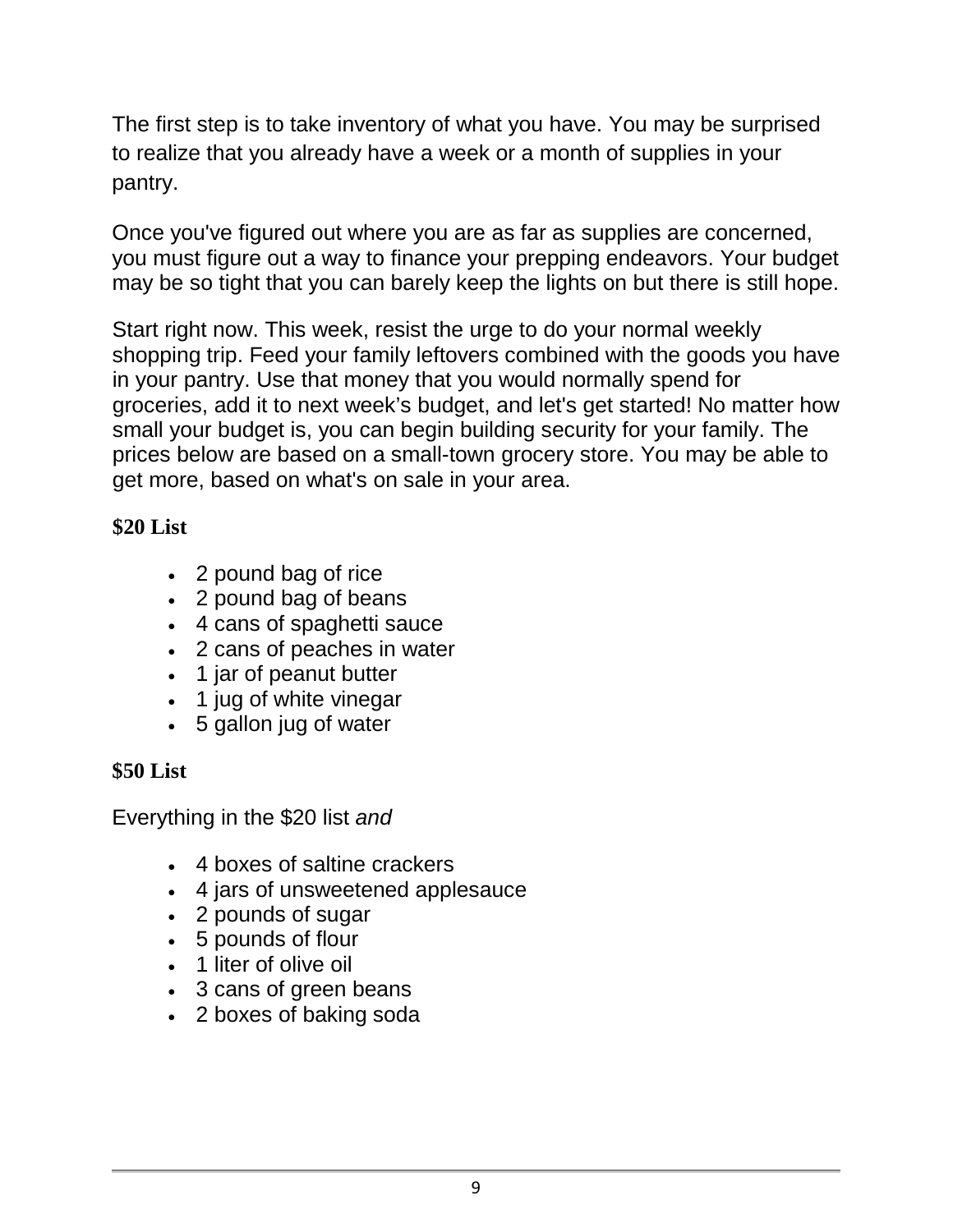The first step is to take inventory of what you have. You may be surprised to realize that you already have a week or a month of supplies in your pantry.

Once you've figured out where you are as far as supplies are concerned, you must figure out a way to finance your prepping endeavors. Your budget may be so tight that you can barely keep the lights on but there is still hope.

Start right now. This week, resist the urge to do your normal weekly shopping trip. Feed your family leftovers combined with the goods you have in your pantry. Use that money that you would normally spend for groceries, add it to next week’s budget, and let's get started! No matter how small your budget is, you can begin building security for your family. The prices below are based on a small-town grocery store. You may be able to get more, based on what's on sale in your area.

**$20 List**

- 2 pound bag of rice
- 2 pound bag of beans
- 4 cans of spaghetti sauce
- 2 cans of peaches in water
- 1 jar of peanut butter
- 1 jug of white vinegar
- 5 gallon jug of water

**$50 List**

Everything in the $20 list *and*

- 4 boxes of saltine crackers
- 4 jars of unsweetened applesauce
- 2 pounds of sugar
- 5 pounds of flour
- 1 liter of olive oil
- 3 cans of green beans
- 2 boxes of baking soda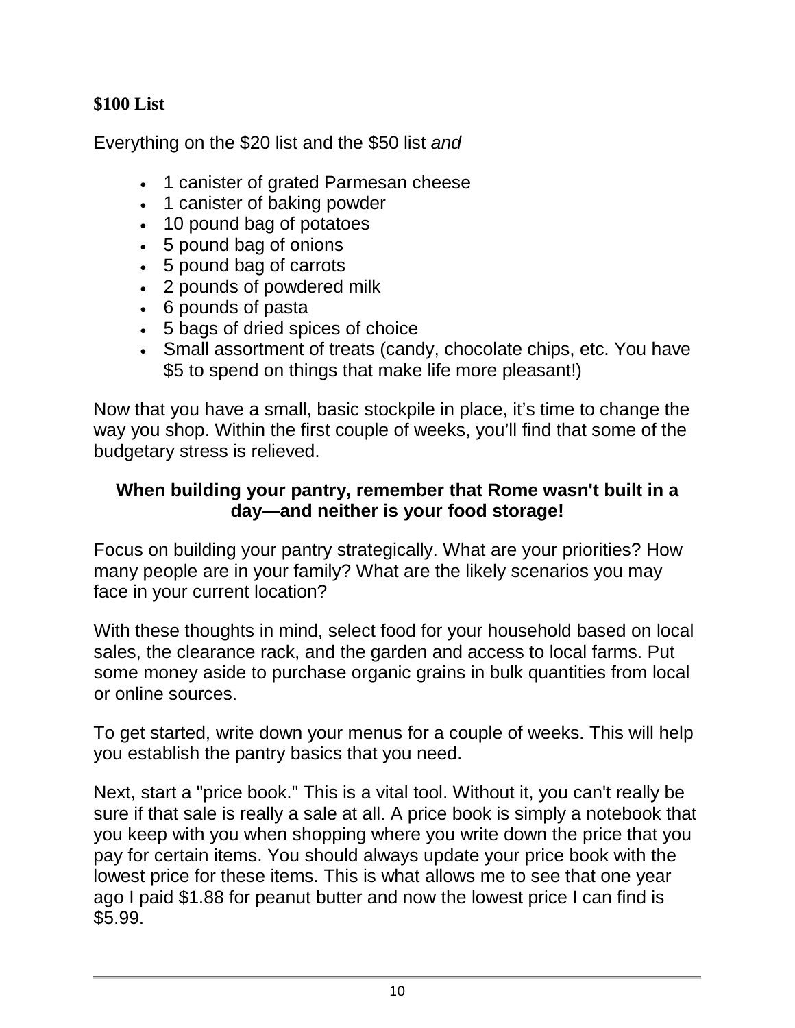### $100 List

Everything on the $20 list and the $50 list *and*

- 1 canister of grated Parmesan cheese
- 1 canister of baking powder
- 10 pound bag of potatoes
- 5 pound bag of onions
- 5 pound bag of carrots
- 2 pounds of powdered milk
- 6 pounds of pasta
- 5 bags of dried spices of choice
- Small assortment of treats (candy, chocolate chips, etc. You have $5 to spend on things that make life more pleasant!)

Now that you have a small, basic stockpile in place, it's time to change the way you shop. Within the first couple of weeks, you'll find that some of the budgetary stress is relieved.

**When building your pantry, remember that Rome wasn't built in a day—and neither is your food storage!**

Focus on building your pantry strategically. What are your priorities? How many people are in your family? What are the likely scenarios you may face in your current location?

With these thoughts in mind, select food for your household based on local sales, the clearance rack, and the garden and access to local farms. Put some money aside to purchase organic grains in bulk quantities from local or online sources.

To get started, write down your menus for a couple of weeks. This will help you establish the pantry basics that you need.

Next, start a "price book." This is a vital tool. Without it, you can't really be sure if that sale is really a sale at all. A price book is simply a notebook that you keep with you when shopping where you write down the price that you pay for certain items. You should always update your price book with the lowest price for these items. This is what allows me to see that one year ago I paid $1.88 for peanut butter and now the lowest price I can find is $5.99.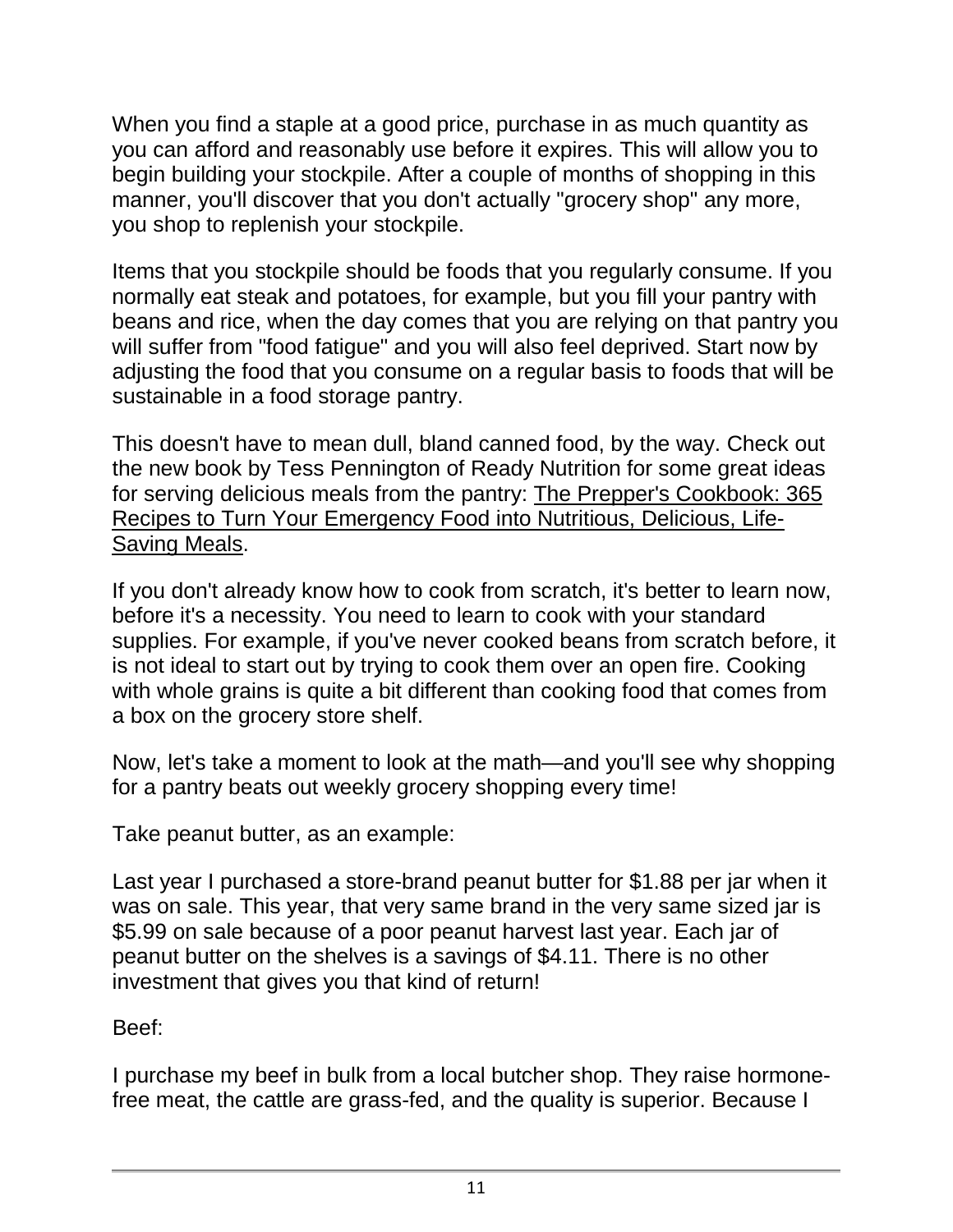When you find a staple at a good price, purchase in as much quantity as you can afford and reasonably use before it expires. This will allow you to begin building your stockpile. After a couple of months of shopping in this manner, you'll discover that you don't actually "grocery shop" any more, you shop to replenish your stockpile.

Items that you stockpile should be foods that you regularly consume. If you normally eat steak and potatoes, for example, but you fill your pantry with beans and rice, when the day comes that you are relying on that pantry you will suffer from "food fatigue" and you will also feel deprived. Start now by adjusting the food that you consume on a regular basis to foods that will be sustainable in a food storage pantry.

This doesn't have to mean dull, bland canned food, by the way. Check out the new book by Tess Pennington of Ready Nutrition for some great ideas for serving delicious meals from the pantry: The Prepper's Cookbook: 365 Recipes to Turn Your Emergency Food into Nutritious, Delicious, Life-Saving Meals.

If you don't already know how to cook from scratch, it's better to learn now, before it's a necessity. You need to learn to cook with your standard supplies. For example, if you've never cooked beans from scratch before, it is not ideal to start out by trying to cook them over an open fire. Cooking with whole grains is quite a bit different than cooking food that comes from a box on the grocery store shelf.

Now, let's take a moment to look at the math—and you'll see why shopping for a pantry beats out weekly grocery shopping every time!

Take peanut butter, as an example:

Last year I purchased a store-brand peanut butter for $1.88 per jar when it was on sale. This year, that very same brand in the very same sized jar is $5.99 on sale because of a poor peanut harvest last year. Each jar of peanut butter on the shelves is a savings of $4.11. There is no other investment that gives you that kind of return!

Beef:

I purchase my beef in bulk from a local butcher shop. They raise hormone-free meat, the cattle are grass-fed, and the quality is superior. Because I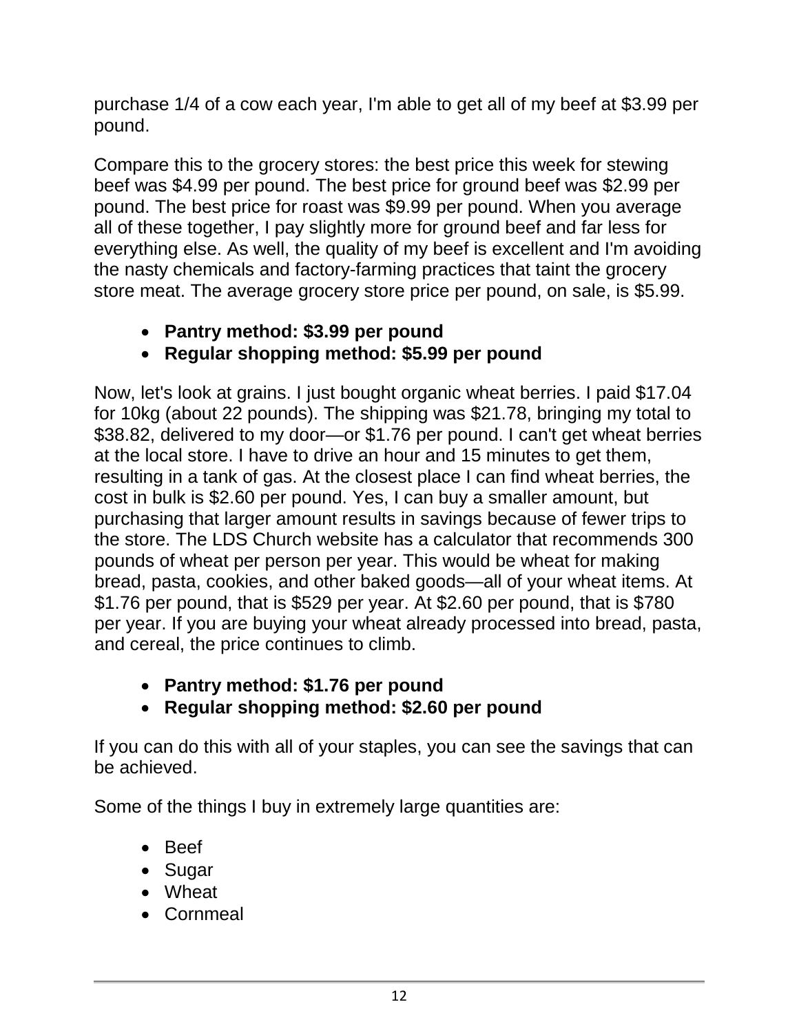purchase 1/4 of a cow each year, I'm able to get all of my beef at $3.99 per pound.

Compare this to the grocery stores: the best price this week for stewing beef was $4.99 per pound. The best price for ground beef was $2.99 per pound. The best price for roast was $9.99 per pound. When you average all of these together, I pay slightly more for ground beef and far less for everything else. As well, the quality of my beef is excellent and I'm avoiding the nasty chemicals and factory-farming practices that taint the grocery store meat. The average grocery store price per pound, on sale, is $5.99.

- **Pantry method: $3.99 per pound**
- **Regular shopping method: $5.99 per pound**

Now, let's look at grains. I just bought organic wheat berries. I paid $17.04 for 10kg (about 22 pounds). The shipping was $21.78, bringing my total to $38.82, delivered to my door—or $1.76 per pound. I can't get wheat berries at the local store. I have to drive an hour and 15 minutes to get them, resulting in a tank of gas. At the closest place I can find wheat berries, the cost in bulk is $2.60 per pound. Yes, I can buy a smaller amount, but purchasing that larger amount results in savings because of fewer trips to the store. The LDS Church website has a calculator that recommends 300 pounds of wheat per person per year. This would be wheat for making bread, pasta, cookies, and other baked goods—all of your wheat items. At $1.76 per pound, that is $529 per year. At $2.60 per pound, that is $780 per year. If you are buying your wheat already processed into bread, pasta, and cereal, the price continues to climb.

- **Pantry method: $1.76 per pound**
- **Regular shopping method: $2.60 per pound**

If you can do this with all of your staples, you can see the savings that can be achieved.

Some of the things I buy in extremely large quantities are:

- Beef
- Sugar
- Wheat
- Cornmeal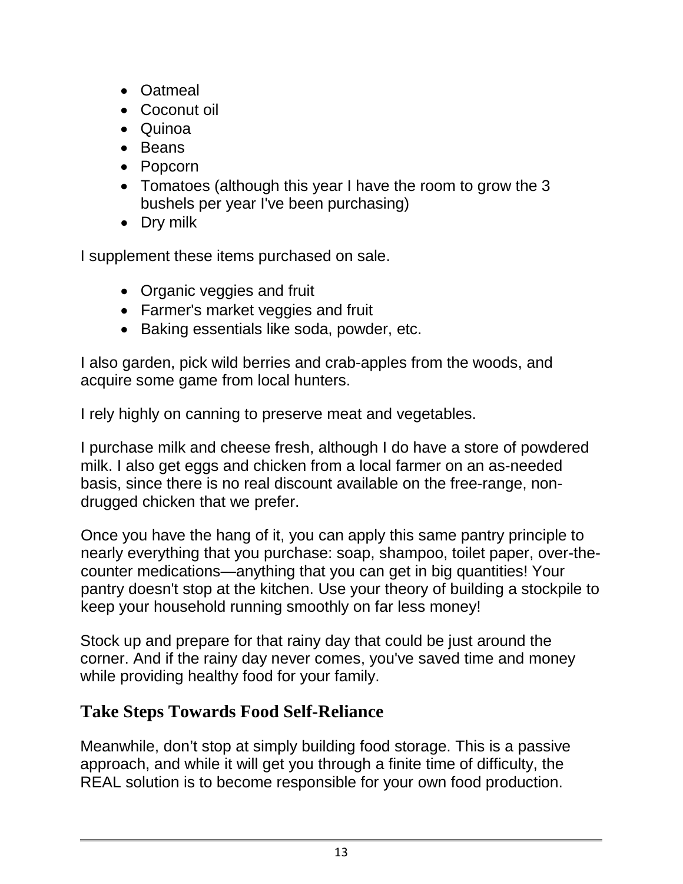- Oatmeal
- Coconut oil
- Quinoa
- Beans
- Popcorn
- Tomatoes (although this year I have the room to grow the 3 bushels per year I've been purchasing)
- Dry milk

I supplement these items purchased on sale.

- Organic veggies and fruit
- Farmer's market veggies and fruit
- Baking essentials like soda, powder, etc.

I also garden, pick wild berries and crab-apples from the woods, and acquire some game from local hunters.

I rely highly on canning to preserve meat and vegetables.

I purchase milk and cheese fresh, although I do have a store of powdered milk. I also get eggs and chicken from a local farmer on an as-needed basis, since there is no real discount available on the free-range, non-drugged chicken that we prefer.

Once you have the hang of it, you can apply this same pantry principle to nearly everything that you purchase: soap, shampoo, toilet paper, over-the-counter medications—anything that you can get in big quantities! Your pantry doesn't stop at the kitchen. Use your theory of building a stockpile to keep your household running smoothly on far less money!

Stock up and prepare for that rainy day that could be just around the corner. And if the rainy day never comes, you've saved time and money while providing healthy food for your family.

## Take Steps Towards Food Self-Reliance

Meanwhile, don't stop at simply building food storage. This is a passive approach, and while it will get you through a finite time of difficulty, the REAL solution is to become responsible for your own food production.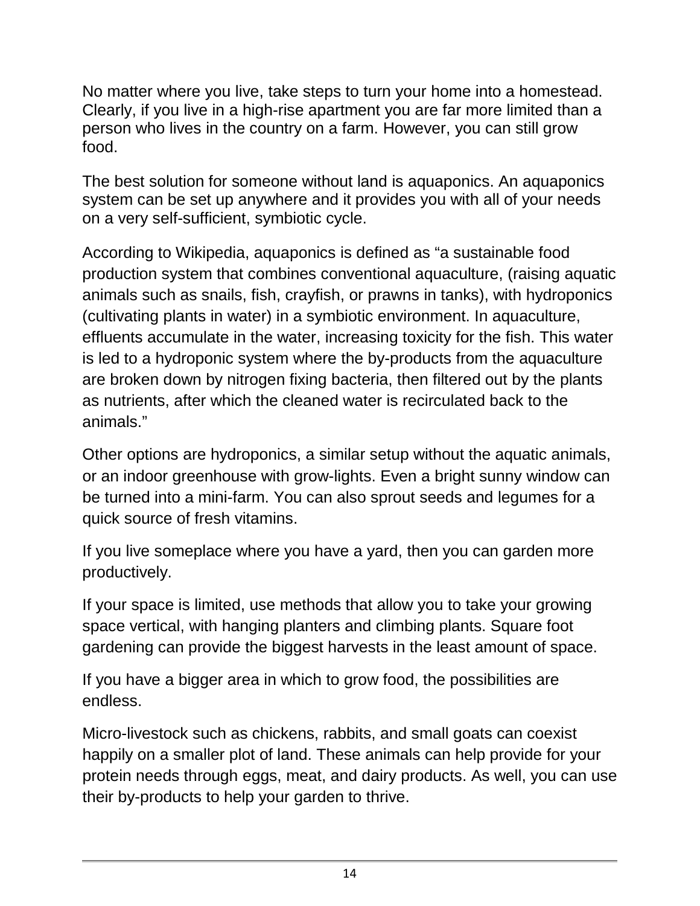No matter where you live, take steps to turn your home into a homestead. Clearly, if you live in a high-rise apartment you are far more limited than a person who lives in the country on a farm. However, you can still grow food.

The best solution for someone without land is aquaponics. An aquaponics system can be set up anywhere and it provides you with all of your needs on a very self-sufficient, symbiotic cycle.

According to Wikipedia, aquaponics is defined as "a sustainable food production system that combines conventional aquaculture, (raising aquatic animals such as snails, fish, crayfish, or prawns in tanks), with hydroponics (cultivating plants in water) in a symbiotic environment. In aquaculture, effluents accumulate in the water, increasing toxicity for the fish. This water is led to a hydroponic system where the by-products from the aquaculture are broken down by nitrogen fixing bacteria, then filtered out by the plants as nutrients, after which the cleaned water is recirculated back to the animals."

Other options are hydroponics, a similar setup without the aquatic animals, or an indoor greenhouse with grow-lights. Even a bright sunny window can be turned into a mini-farm. You can also sprout seeds and legumes for a quick source of fresh vitamins.

If you live someplace where you have a yard, then you can garden more productively.

If your space is limited, use methods that allow you to take your growing space vertical, with hanging planters and climbing plants. Square foot gardening can provide the biggest harvests in the least amount of space.

If you have a bigger area in which to grow food, the possibilities are endless.

Micro-livestock such as chickens, rabbits, and small goats can coexist happily on a smaller plot of land. These animals can help provide for your protein needs through eggs, meat, and dairy products. As well, you can use their by-products to help your garden to thrive.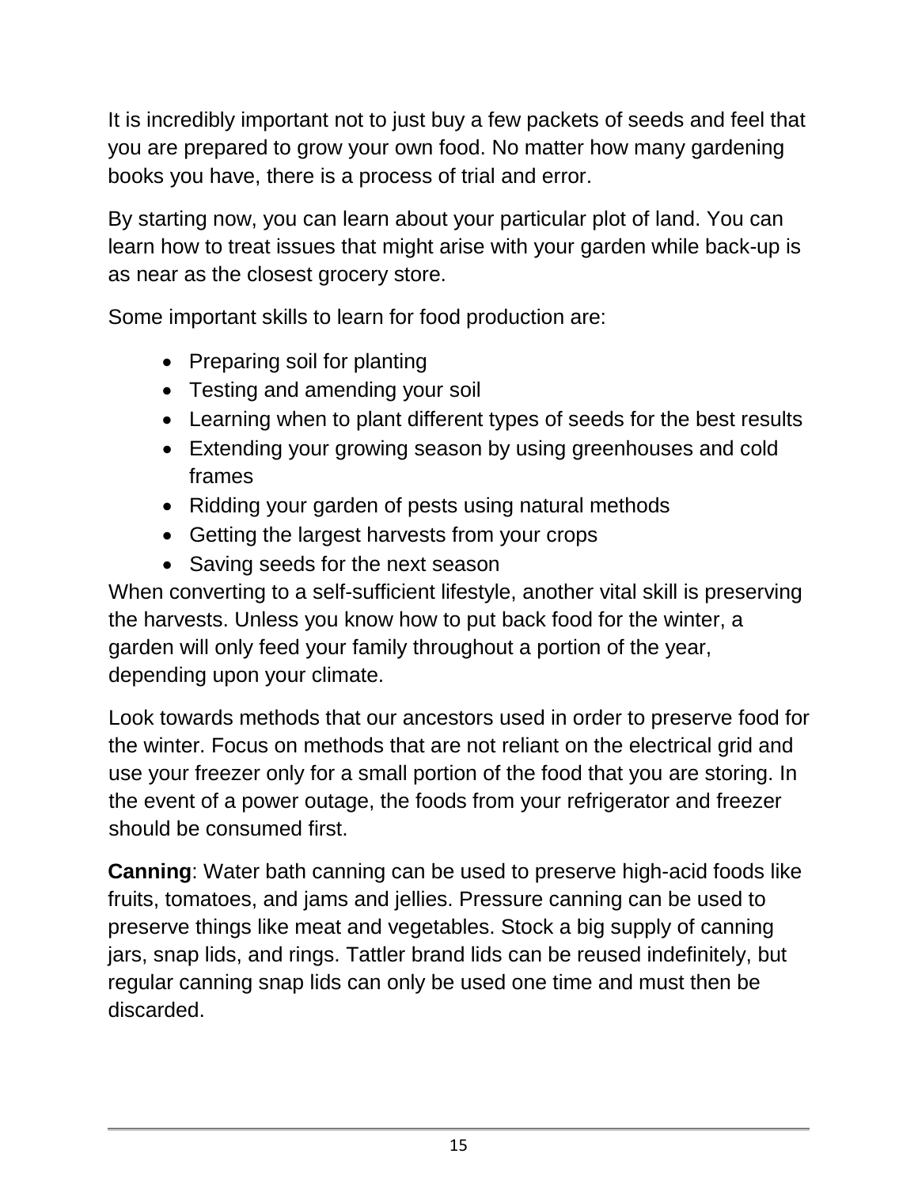It is incredibly important not to just buy a few packets of seeds and feel that you are prepared to grow your own food. No matter how many gardening books you have, there is a process of trial and error.

By starting now, you can learn about your particular plot of land. You can learn how to treat issues that might arise with your garden while back-up is as near as the closest grocery store.

Some important skills to learn for food production are:

- Preparing soil for planting
- Testing and amending your soil
- Learning when to plant different types of seeds for the best results
- Extending your growing season by using greenhouses and cold frames
- Ridding your garden of pests using natural methods
- Getting the largest harvests from your crops
- Saving seeds for the next season

When converting to a self-sufficient lifestyle, another vital skill is preserving the harvests. Unless you know how to put back food for the winter, a garden will only feed your family throughout a portion of the year, depending upon your climate.

Look towards methods that our ancestors used in order to preserve food for the winter. Focus on methods that are not reliant on the electrical grid and use your freezer only for a small portion of the food that you are storing. In the event of a power outage, the foods from your refrigerator and freezer should be consumed first.

**Canning**: Water bath canning can be used to preserve high-acid foods like fruits, tomatoes, and jams and jellies. Pressure canning can be used to preserve things like meat and vegetables. Stock a big supply of canning jars, snap lids, and rings. Tattler brand lids can be reused indefinitely, but regular canning snap lids can only be used one time and must then be discarded.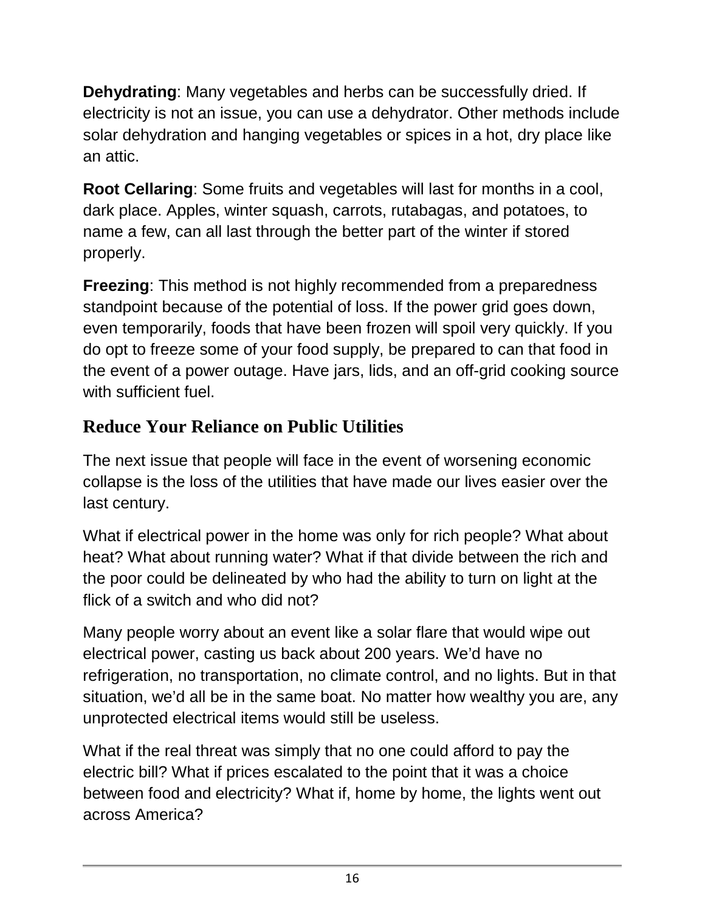**Dehydrating**: Many vegetables and herbs can be successfully dried. If electricity is not an issue, you can use a dehydrator. Other methods include solar dehydration and hanging vegetables or spices in a hot, dry place like an attic.

**Root Cellaring**: Some fruits and vegetables will last for months in a cool, dark place. Apples, winter squash, carrots, rutabagas, and potatoes, to name a few, can all last through the better part of the winter if stored properly.

**Freezing**: This method is not highly recommended from a preparedness standpoint because of the potential of loss. If the power grid goes down, even temporarily, foods that have been frozen will spoil very quickly. If you do opt to freeze some of your food supply, be prepared to can that food in the event of a power outage. Have jars, lids, and an off-grid cooking source with sufficient fuel.

## Reduce Your Reliance on Public Utilities

The next issue that people will face in the event of worsening economic collapse is the loss of the utilities that have made our lives easier over the last century.

What if electrical power in the home was only for rich people? What about heat? What about running water? What if that divide between the rich and the poor could be delineated by who had the ability to turn on light at the flick of a switch and who did not?

Many people worry about an event like a solar flare that would wipe out electrical power, casting us back about 200 years. We'd have no refrigeration, no transportation, no climate control, and no lights. But in that situation, we'd all be in the same boat. No matter how wealthy you are, any unprotected electrical items would still be useless.

What if the real threat was simply that no one could afford to pay the electric bill? What if prices escalated to the point that it was a choice between food and electricity? What if, home by home, the lights went out across America?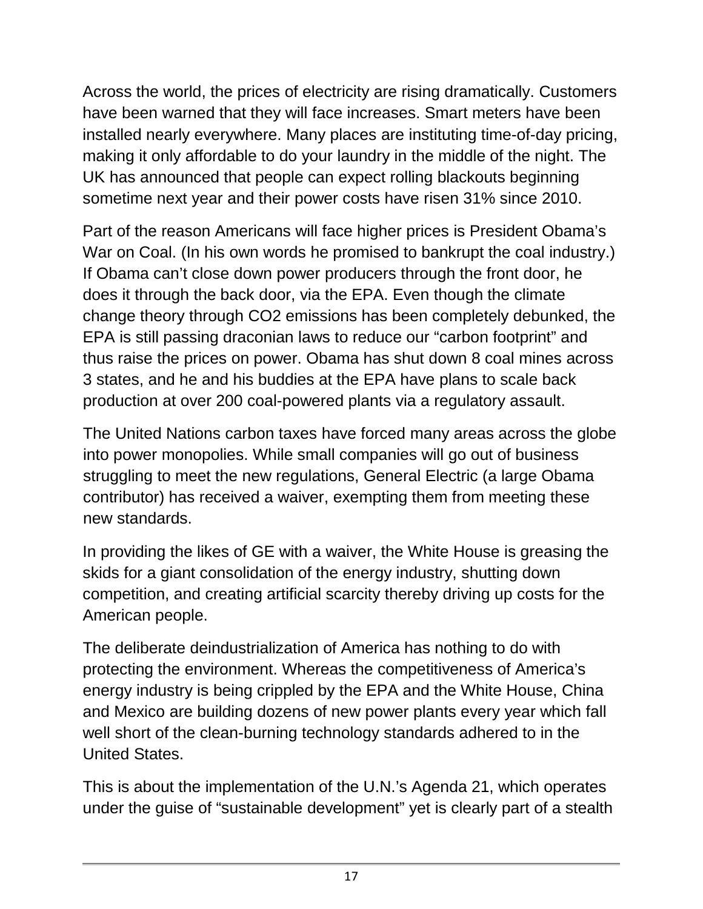Across the world, the prices of electricity are rising dramatically. Customers have been warned that they will face increases. Smart meters have been installed nearly everywhere. Many places are instituting time-of-day pricing, making it only affordable to do your laundry in the middle of the night. The UK has announced that people can expect rolling blackouts beginning sometime next year and their power costs have risen 31% since 2010.

Part of the reason Americans will face higher prices is President Obama's War on Coal. (In his own words he promised to bankrupt the coal industry.) If Obama can't close down power producers through the front door, he does it through the back door, via the EPA. Even though the climate change theory through $CO_2$ emissions has been completely debunked, the EPA is still passing draconian laws to reduce our "carbon footprint" and thus raise the prices on power. Obama has shut down 8 coal mines across 3 states, and he and his buddies at the EPA have plans to scale back production at over 200 coal-powered plants via a regulatory assault.

The United Nations carbon taxes have forced many areas across the globe into power monopolies. While small companies will go out of business struggling to meet the new regulations, General Electric (a large Obama contributor) has received a waiver, exempting them from meeting these new standards.

In providing the likes of GE with a waiver, the White House is greasing the skids for a giant consolidation of the energy industry, shutting down competition, and creating artificial scarcity thereby driving up costs for the American people.

The deliberate deindustrialization of America has nothing to do with protecting the environment. Whereas the competitiveness of America's energy industry is being crippled by the EPA and the White House, China and Mexico are building dozens of new power plants every year which fall well short of the clean-burning technology standards adhered to in the United States.

This is about the implementation of the U.N.'s Agenda 21, which operates under the guise of "sustainable development" yet is clearly part of a stealth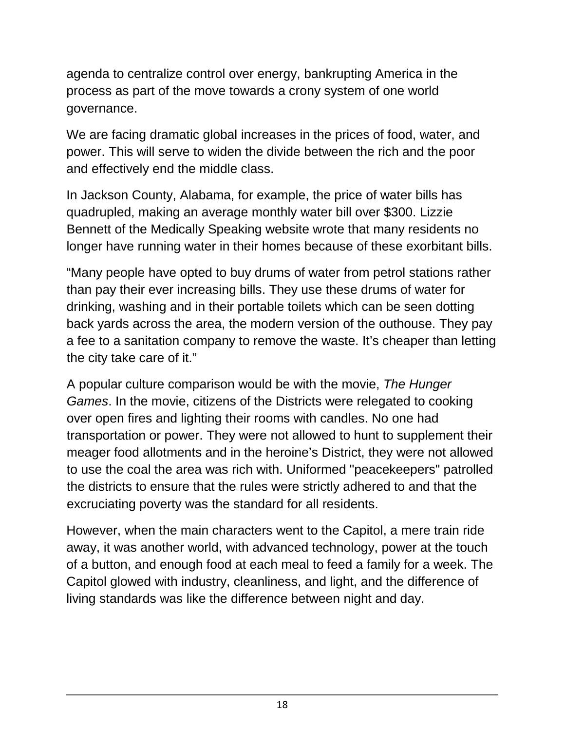agenda to centralize control over energy, bankrupting America in the process as part of the move towards a crony system of one world governance.

We are facing dramatic global increases in the prices of food, water, and power. This will serve to widen the divide between the rich and the poor and effectively end the middle class.

In Jackson County, Alabama, for example, the price of water bills has quadrupled, making an average monthly water bill over $300. Lizzie Bennett of the Medically Speaking website wrote that many residents no longer have running water in their homes because of these exorbitant bills.

"Many people have opted to buy drums of water from petrol stations rather than pay their ever increasing bills. They use these drums of water for drinking, washing and in their portable toilets which can be seen dotting back yards across the area, the modern version of the outhouse. They pay a fee to a sanitation company to remove the waste. It's cheaper than letting the city take care of it."

A popular culture comparison would be with the movie, *The Hunger Games*. In the movie, citizens of the Districts were relegated to cooking over open fires and lighting their rooms with candles. No one had transportation or power. They were not allowed to hunt to supplement their meager food allotments and in the heroine's District, they were not allowed to use the coal the area was rich with. Uniformed "peacekeepers" patrolled the districts to ensure that the rules were strictly adhered to and that the excruciating poverty was the standard for all residents.

However, when the main characters went to the Capitol, a mere train ride away, it was another world, with advanced technology, power at the touch of a button, and enough food at each meal to feed a family for a week. The Capitol glowed with industry, cleanliness, and light, and the difference of living standards was like the difference between night and day.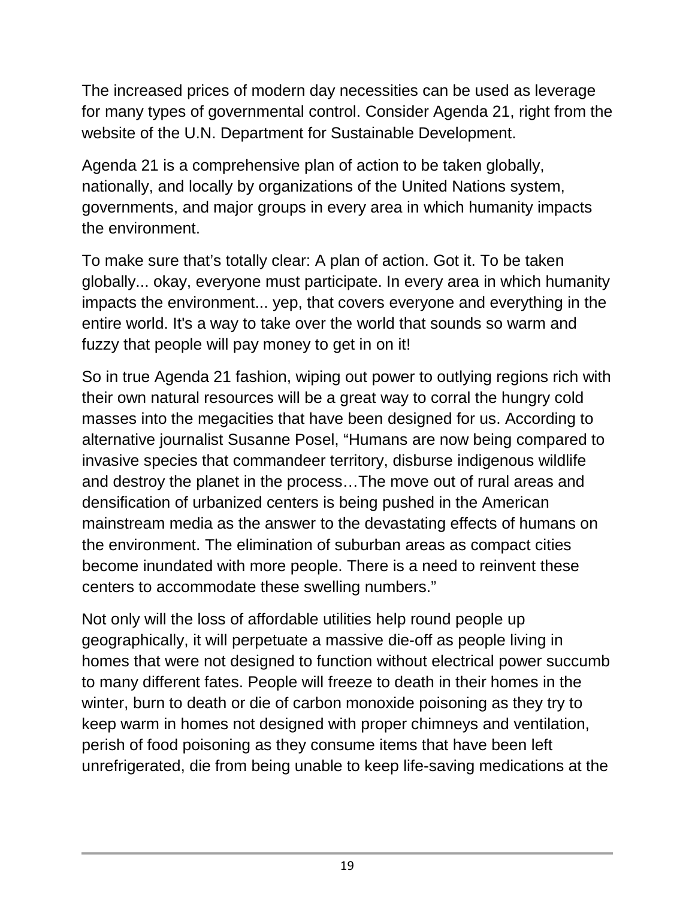The increased prices of modern day necessities can be used as leverage for many types of governmental control. Consider Agenda 21, right from the website of the U.N. Department for Sustainable Development.

Agenda 21 is a comprehensive plan of action to be taken globally, nationally, and locally by organizations of the United Nations system, governments, and major groups in every area in which humanity impacts the environment.

To make sure that's totally clear: A plan of action. Got it. To be taken globally... okay, everyone must participate. In every area in which humanity impacts the environment... yep, that covers everyone and everything in the entire world. It's a way to take over the world that sounds so warm and fuzzy that people will pay money to get in on it!

So in true Agenda 21 fashion, wiping out power to outlying regions rich with their own natural resources will be a great way to corral the hungry cold masses into the megacities that have been designed for us. According to alternative journalist Susanne Posel, "Humans are now being compared to invasive species that commandeer territory, disburse indigenous wildlife and destroy the planet in the process…The move out of rural areas and densification of urbanized centers is being pushed in the American mainstream media as the answer to the devastating effects of humans on the environment. The elimination of suburban areas as compact cities become inundated with more people. There is a need to reinvent these centers to accommodate these swelling numbers."

Not only will the loss of affordable utilities help round people up geographically, it will perpetuate a massive die-off as people living in homes that were not designed to function without electrical power succumb to many different fates. People will freeze to death in their homes in the winter, burn to death or die of carbon monoxide poisoning as they try to keep warm in homes not designed with proper chimneys and ventilation, perish of food poisoning as they consume items that have been left unrefrigerated, die from being unable to keep life-saving medications at the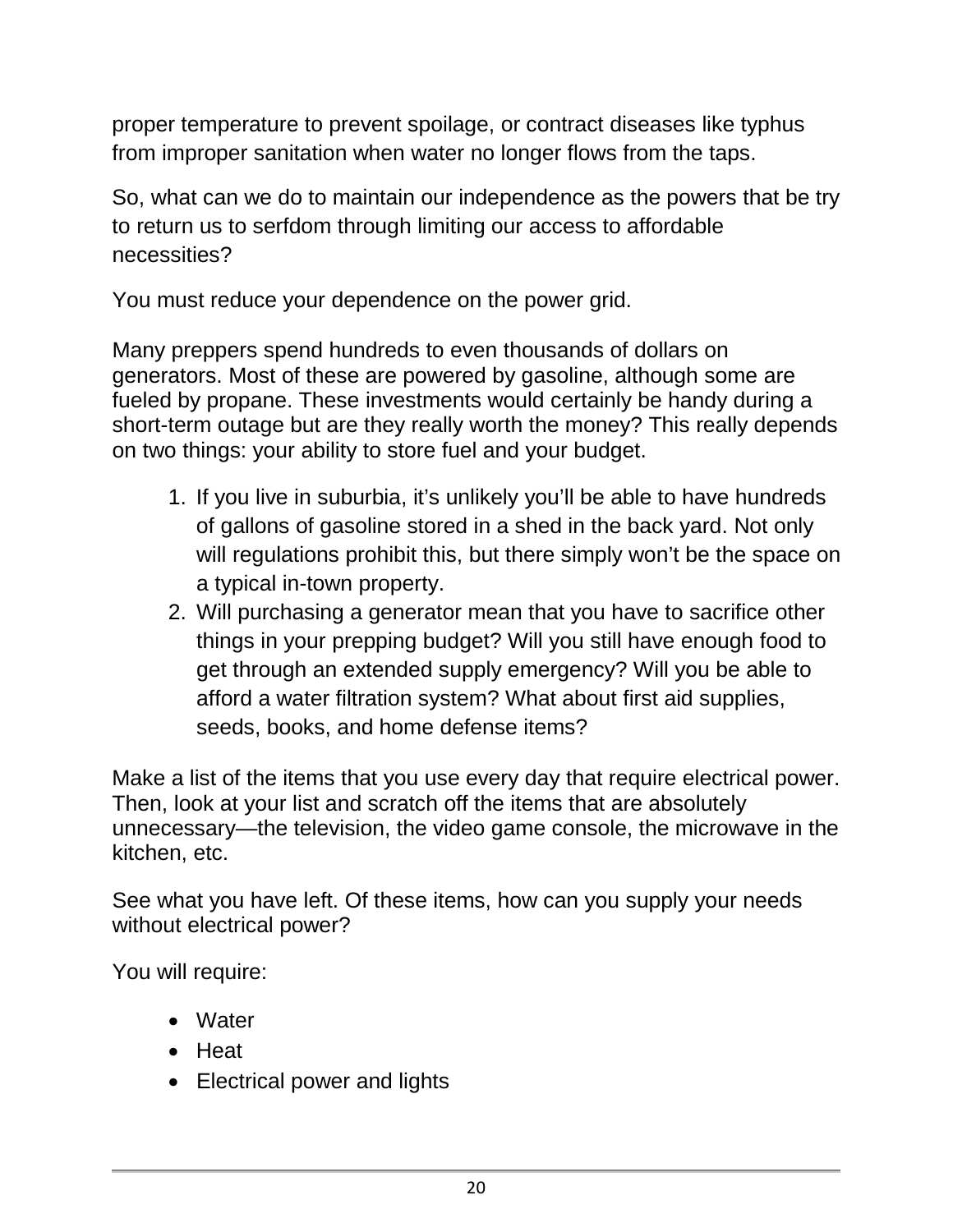proper temperature to prevent spoilage, or contract diseases like typhus from improper sanitation when water no longer flows from the taps.

So, what can we do to maintain our independence as the powers that be try to return us to serfdom through limiting our access to affordable necessities?

You must reduce your dependence on the power grid.

Many preppers spend hundreds to even thousands of dollars on generators. Most of these are powered by gasoline, although some are fueled by propane. These investments would certainly be handy during a short-term outage but are they really worth the money? This really depends on two things: your ability to store fuel and your budget.

1. If you live in suburbia, it's unlikely you'll be able to have hundreds of gallons of gasoline stored in a shed in the back yard. Not only will regulations prohibit this, but there simply won't be the space on a typical in-town property.
2. Will purchasing a generator mean that you have to sacrifice other things in your prepping budget? Will you still have enough food to get through an extended supply emergency? Will you be able to afford a water filtration system? What about first aid supplies, seeds, books, and home defense items?

Make a list of the items that you use every day that require electrical power. Then, look at your list and scratch off the items that are absolutely unnecessary—the television, the video game console, the microwave in the kitchen, etc.

See what you have left. Of these items, how can you supply your needs without electrical power?

You will require:

- Water
- Heat
- Electrical power and lights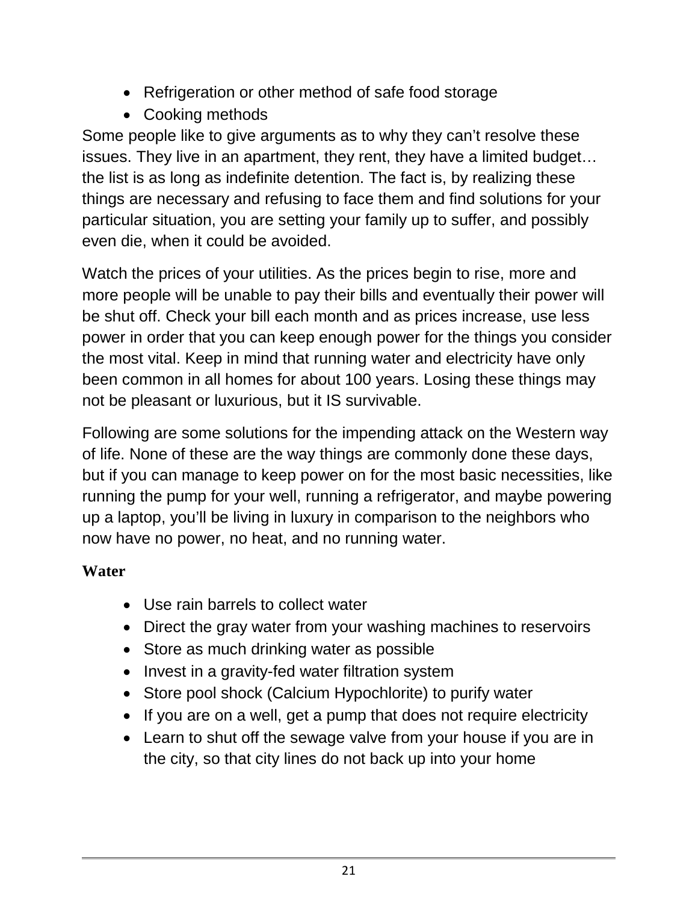- Refrigeration or other method of safe food storage
- Cooking methods

Some people like to give arguments as to why they can't resolve these issues. They live in an apartment, they rent, they have a limited budget… the list is as long as indefinite detention. The fact is, by realizing these things are necessary and refusing to face them and find solutions for your particular situation, you are setting your family up to suffer, and possibly even die, when it could be avoided.

Watch the prices of your utilities. As the prices begin to rise, more and more people will be unable to pay their bills and eventually their power will be shut off. Check your bill each month and as prices increase, use less power in order that you can keep enough power for the things you consider the most vital. Keep in mind that running water and electricity have only been common in all homes for about 100 years. Losing these things may not be pleasant or luxurious, but it IS survivable.

Following are some solutions for the impending attack on the Western way of life. None of these are the way things are commonly done these days, but if you can manage to keep power on for the most basic necessities, like running the pump for your well, running a refrigerator, and maybe powering up a laptop, you'll be living in luxury in comparison to the neighbors who now have no power, no heat, and no running water.

**Water**

- Use rain barrels to collect water
- Direct the gray water from your washing machines to reservoirs
- Store as much drinking water as possible
- Invest in a gravity-fed water filtration system
- Store pool shock (Calcium Hypochlorite) to purify water
- If you are on a well, get a pump that does not require electricity
- Learn to shut off the sewage valve from your house if you are in the city, so that city lines do not back up into your home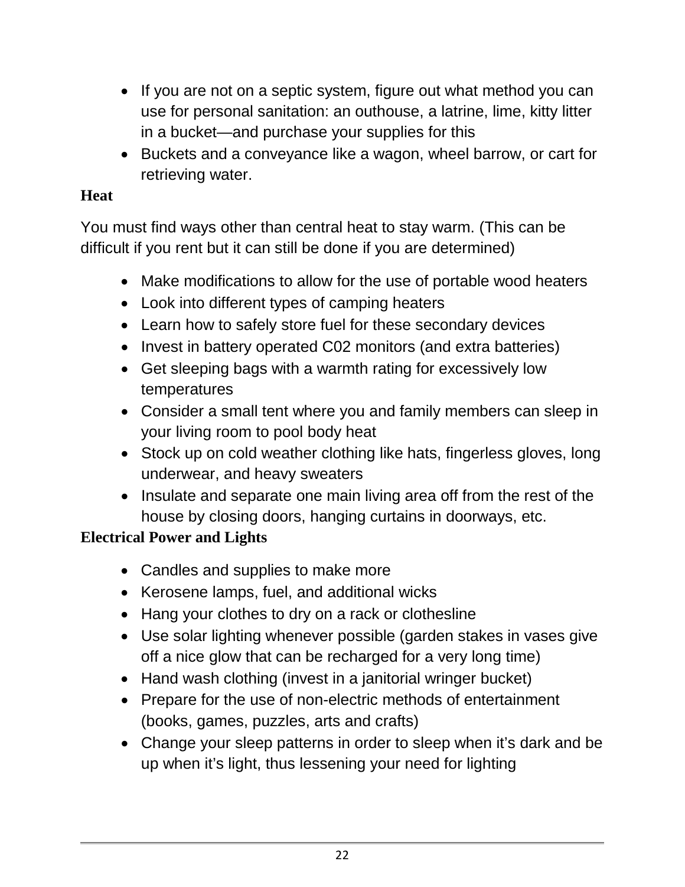- If you are not on a septic system, figure out what method you can use for personal sanitation: an outhouse, a latrine, lime, kitty litter in a bucket—and purchase your supplies for this
- Buckets and a conveyance like a wagon, wheel barrow, or cart for retrieving water.

### Heat

You must find ways other than central heat to stay warm. (This can be difficult if you rent but it can still be done if you are determined)

- Make modifications to allow for the use of portable wood heaters
- Look into different types of camping heaters
- Learn how to safely store fuel for these secondary devices
- Invest in battery operated C02 monitors (and extra batteries)
- Get sleeping bags with a warmth rating for excessively low temperatures
- Consider a small tent where you and family members can sleep in your living room to pool body heat
- Stock up on cold weather clothing like hats, fingerless gloves, long underwear, and heavy sweaters
- Insulate and separate one main living area off from the rest of the house by closing doors, hanging curtains in doorways, etc.

### Electrical Power and Lights

- Candles and supplies to make more
- Kerosene lamps, fuel, and additional wicks
- Hang your clothes to dry on a rack or clothesline
- Use solar lighting whenever possible (garden stakes in vases give off a nice glow that can be recharged for a very long time)
- Hand wash clothing (invest in a janitorial wringer bucket)
- Prepare for the use of non-electric methods of entertainment (books, games, puzzles, arts and crafts)
- Change your sleep patterns in order to sleep when it's dark and be up when it's light, thus lessening your need for lighting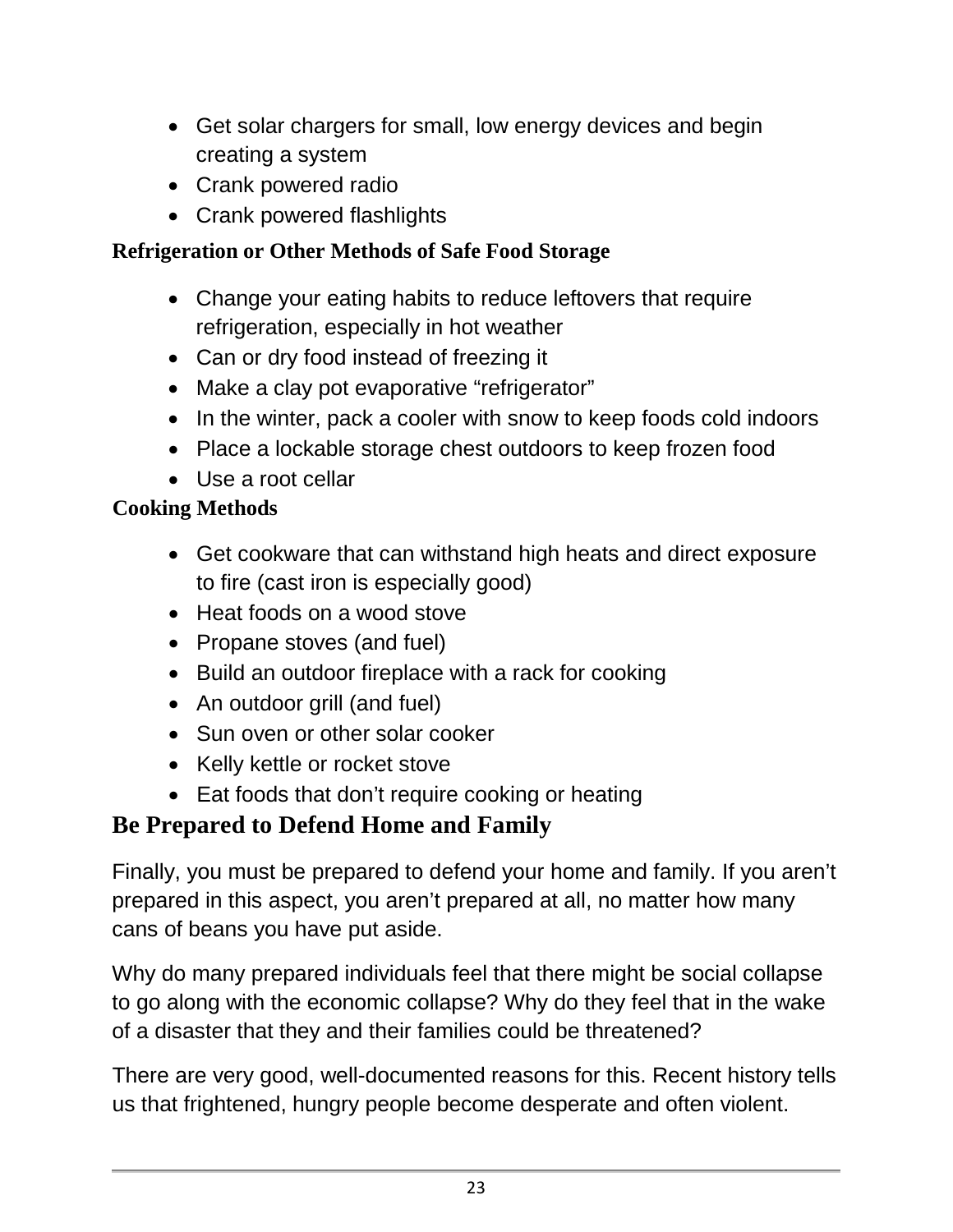- Get solar chargers for small, low energy devices and begin creating a system
- Crank powered radio
- Crank powered flashlights

### Refrigeration or Other Methods of Safe Food Storage

- Change your eating habits to reduce leftovers that require refrigeration, especially in hot weather
- Can or dry food instead of freezing it
- Make a clay pot evaporative “refrigerator”
- In the winter, pack a cooler with snow to keep foods cold indoors
- Place a lockable storage chest outdoors to keep frozen food
- Use a root cellar

### Cooking Methods

- Get cookware that can withstand high heats and direct exposure to fire (cast iron is especially good)
- Heat foods on a wood stove
- Propane stoves (and fuel)
- Build an outdoor fireplace with a rack for cooking
- An outdoor grill (and fuel)
- Sun oven or other solar cooker
- Kelly kettle or rocket stove
- Eat foods that don’t require cooking or heating

## Be Prepared to Defend Home and Family

Finally, you must be prepared to defend your home and family. If you aren’t prepared in this aspect, you aren’t prepared at all, no matter how many cans of beans you have put aside.

Why do many prepared individuals feel that there might be social collapse to go along with the economic collapse? Why do they feel that in the wake of a disaster that they and their families could be threatened?

There are very good, well-documented reasons for this. Recent history tells us that frightened, hungry people become desperate and often violent.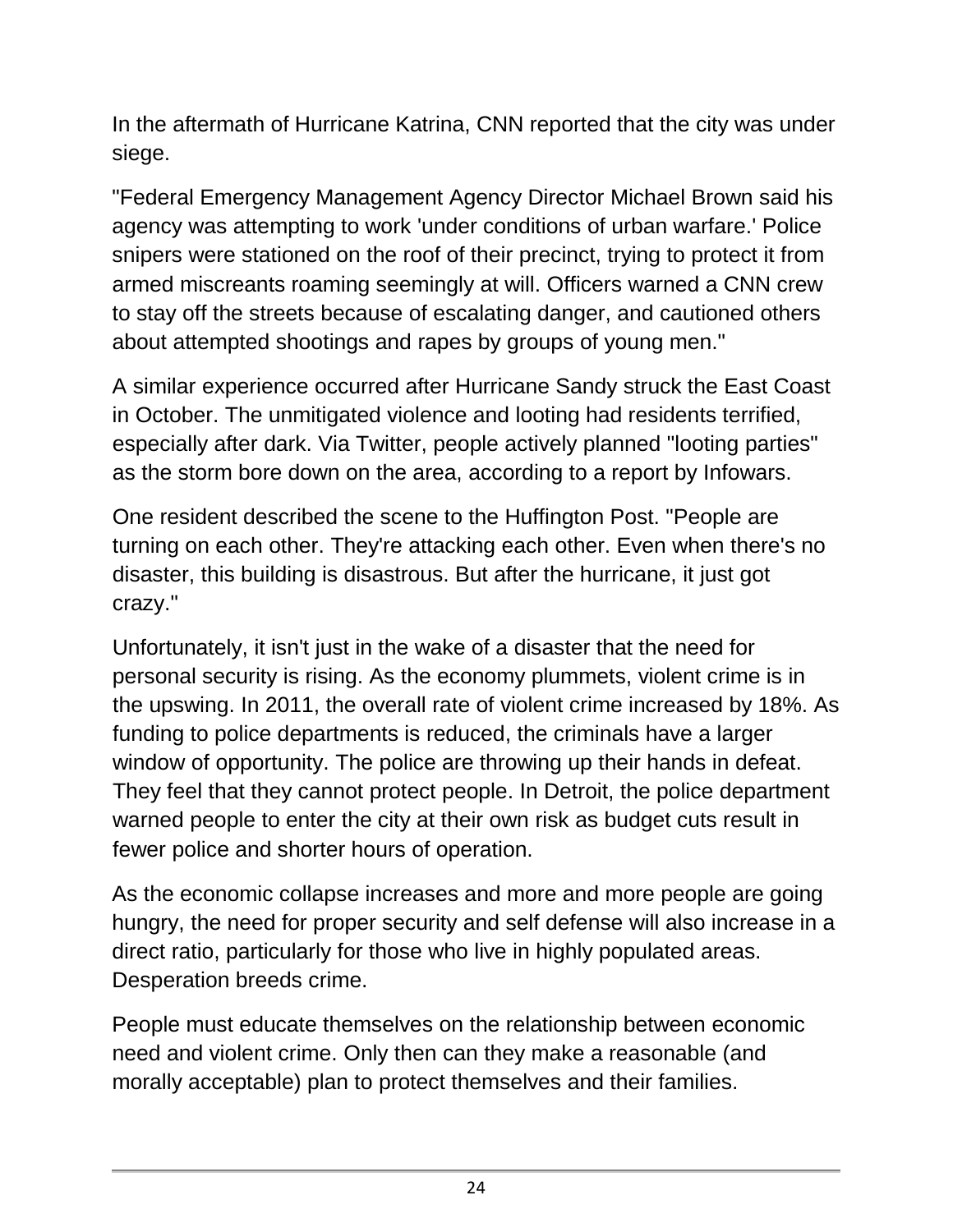In the aftermath of Hurricane Katrina, CNN reported that the city was under siege.

"Federal Emergency Management Agency Director Michael Brown said his agency was attempting to work 'under conditions of urban warfare.' Police snipers were stationed on the roof of their precinct, trying to protect it from armed miscreants roaming seemingly at will. Officers warned a CNN crew to stay off the streets because of escalating danger, and cautioned others about attempted shootings and rapes by groups of young men."

A similar experience occurred after Hurricane Sandy struck the East Coast in October. The unmitigated violence and looting had residents terrified, especially after dark. Via Twitter, people actively planned "looting parties" as the storm bore down on the area, according to a report by Infowars.

One resident described the scene to the Huffington Post. "People are turning on each other. They're attacking each other. Even when there's no disaster, this building is disastrous. But after the hurricane, it just got crazy."

Unfortunately, it isn't just in the wake of a disaster that the need for personal security is rising. As the economy plummets, violent crime is in the upswing. In 2011, the overall rate of violent crime increased by 18%. As funding to police departments is reduced, the criminals have a larger window of opportunity. The police are throwing up their hands in defeat. They feel that they cannot protect people. In Detroit, the police department warned people to enter the city at their own risk as budget cuts result in fewer police and shorter hours of operation.

As the economic collapse increases and more and more people are going hungry, the need for proper security and self defense will also increase in a direct ratio, particularly for those who live in highly populated areas. Desperation breeds crime.

People must educate themselves on the relationship between economic need and violent crime. Only then can they make a reasonable (and morally acceptable) plan to protect themselves and their families.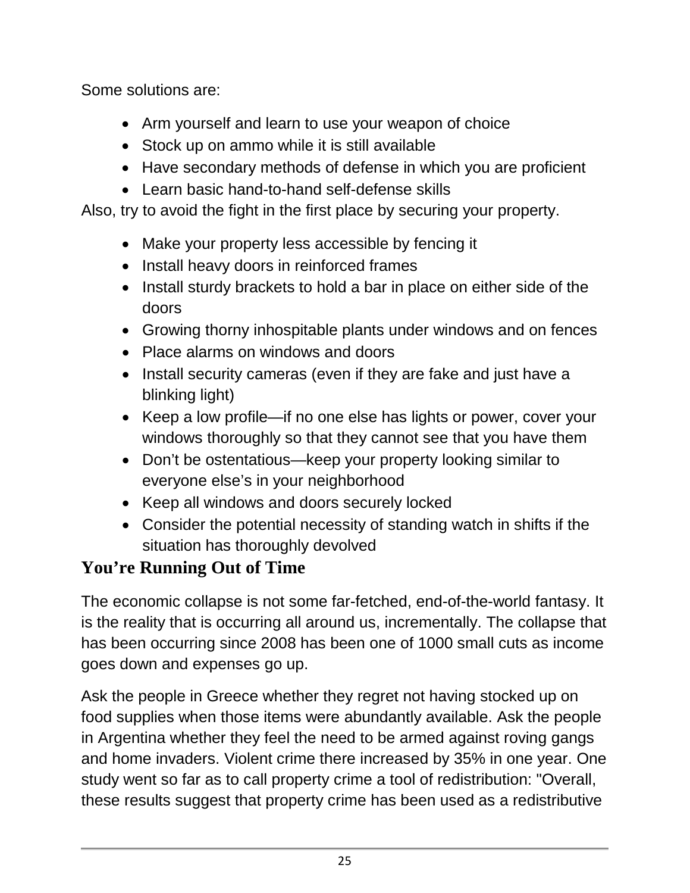Some solutions are:

- Arm yourself and learn to use your weapon of choice
- Stock up on ammo while it is still available
- Have secondary methods of defense in which you are proficient
- Learn basic hand-to-hand self-defense skills

Also, try to avoid the fight in the first place by securing your property.

- Make your property less accessible by fencing it
- Install heavy doors in reinforced frames
- Install sturdy brackets to hold a bar in place on either side of the doors
- Growing thorny inhospitable plants under windows and on fences
- Place alarms on windows and doors
- Install security cameras (even if they are fake and just have a blinking light)
- Keep a low profile—if no one else has lights or power, cover your windows thoroughly so that they cannot see that you have them
- Don't be ostentatious—keep your property looking similar to everyone else's in your neighborhood
- Keep all windows and doors securely locked
- Consider the potential necessity of standing watch in shifts if the situation has thoroughly devolved

## You're Running Out of Time

The economic collapse is not some far-fetched, end-of-the-world fantasy. It is the reality that is occurring all around us, incrementally. The collapse that has been occurring since 2008 has been one of 1000 small cuts as income goes down and expenses go up.

Ask the people in Greece whether they regret not having stocked up on food supplies when those items were abundantly available. Ask the people in Argentina whether they feel the need to be armed against roving gangs and home invaders. Violent crime there increased by 35% in one year. One study went so far as to call property crime a tool of redistribution: "Overall, these results suggest that property crime has been used as a redistributive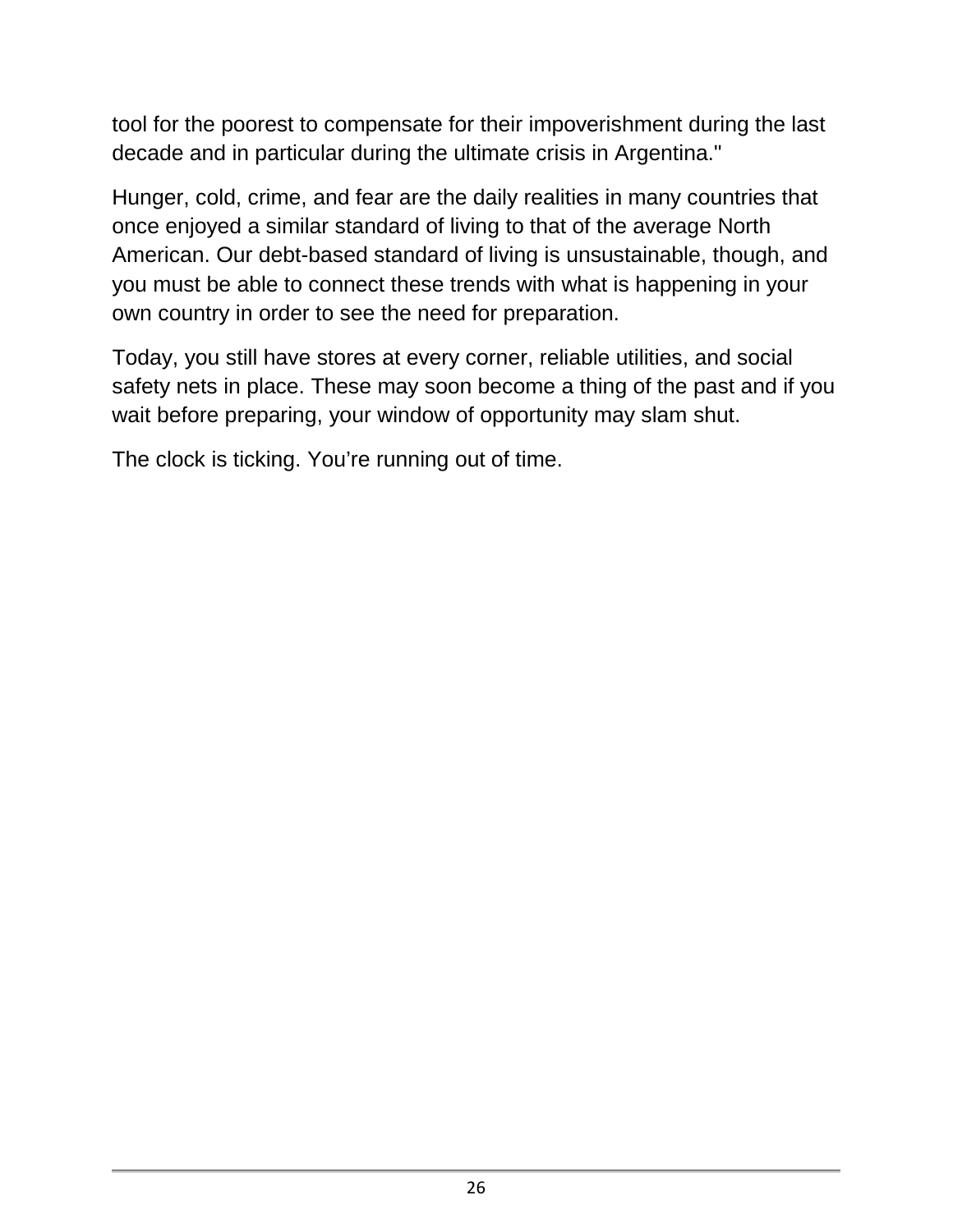tool for the poorest to compensate for their impoverishment during the last decade and in particular during the ultimate crisis in Argentina."

Hunger, cold, crime, and fear are the daily realities in many countries that once enjoyed a similar standard of living to that of the average North American. Our debt-based standard of living is unsustainable, though, and you must be able to connect these trends with what is happening in your own country in order to see the need for preparation.

Today, you still have stores at every corner, reliable utilities, and social safety nets in place. These may soon become a thing of the past and if you wait before preparing, your window of opportunity may slam shut.

The clock is ticking. You’re running out of time.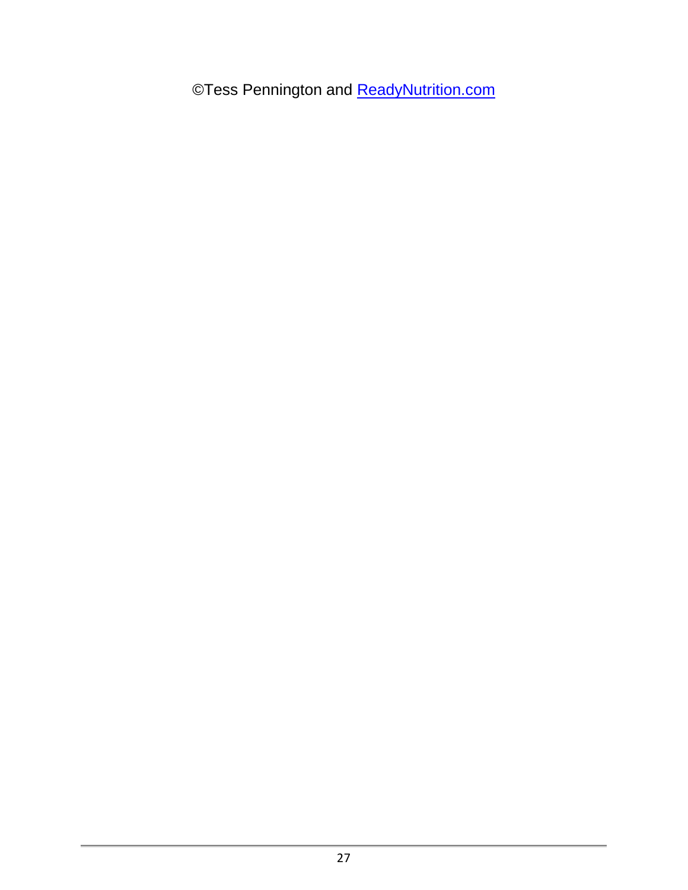©Tess Pennington and [ReadyNutrition.com](http://ReadyNutrition.com)